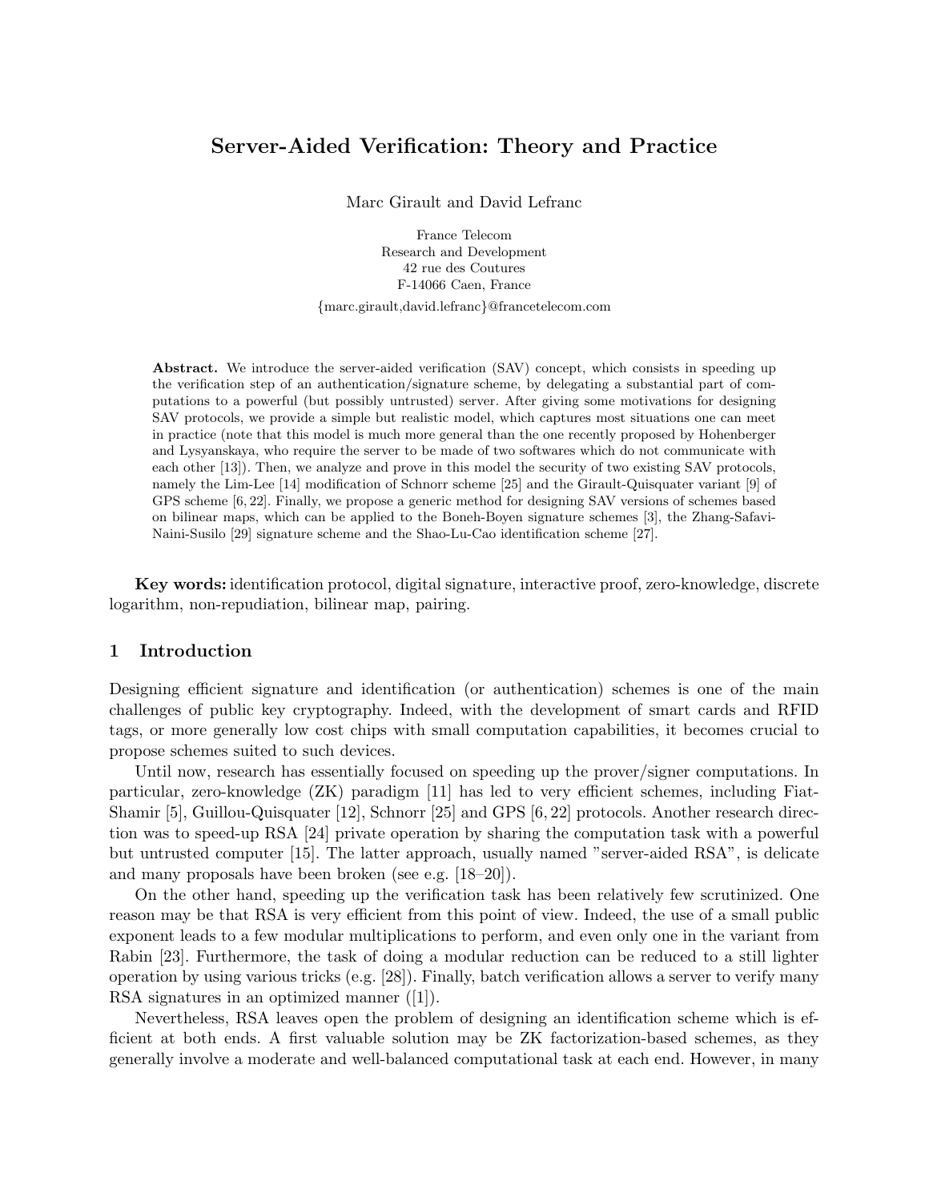# Server-Aided Verification: Theory and Practice

Marc Girault and David Lefranc

France Telecom
Research and Development
42 rue des Coutures
F-14066 Caen, France

{marc.girault,david.lefranc}@francetelecom.com

**Abstract.** We introduce the server-aided verification (SAV) concept, which consists in speeding up the verification step of an authentication/signature scheme, by delegating a substantial part of computations to a powerful (but possibly untrusted) server. After giving some motivations for designing SAV protocols, we provide a simple but realistic model, which captures most situations one can meet in practice (note that this model is much more general than the one recently proposed by Hohenberger and Lysyanskaya, who require the server to be made of two softwares which do not communicate with each other [13]). Then, we analyze and prove in this model the security of two existing SAV protocols, namely the Lim-Lee [14] modification of Schnorr scheme [25] and the Girault-Quisquater variant [9] of GPS scheme [6, 22]. Finally, we propose a generic method for designing SAV versions of schemes based on bilinear maps, which can be applied to the Boneh-Boyen signature schemes [3], the Zhang-Safavi-Naini-Susilo [29] signature scheme and the Shao-Lu-Cao identification scheme [27].

**Key words:** identification protocol, digital signature, interactive proof, zero-knowledge, discrete logarithm, non-repudiation, bilinear map, pairing.

## 1 Introduction

Designing efficient signature and identification (or authentication) schemes is one of the main challenges of public key cryptography. Indeed, with the development of smart cards and RFID tags, or more generally low cost chips with small computation capabilities, it becomes crucial to propose schemes suited to such devices.

Until now, research has essentially focused on speeding up the prover/signer computations. In particular, zero-knowledge (ZK) paradigm [11] has led to very efficient schemes, including Fiat-Shamir [5], Guillou-Quisquater [12], Schnorr [25] and GPS [6, 22] protocols. Another research direction was to speed-up RSA [24] private operation by sharing the computation task with a powerful but untrusted computer [15]. The latter approach, usually named "server-aided RSA", is delicate and many proposals have been broken (see e.g. [18–20]).

On the other hand, speeding up the verification task has been relatively few scrutinized. One reason may be that RSA is very efficient from this point of view. Indeed, the use of a small public exponent leads to a few modular multiplications to perform, and even only one in the variant from Rabin [23]. Furthermore, the task of doing a modular reduction can be reduced to a still lighter operation by using various tricks (e.g. [28]). Finally, batch verification allows a server to verify many RSA signatures in an optimized manner ([1]).

Nevertheless, RSA leaves open the problem of designing an identification scheme which is efficient at both ends. A first valuable solution may be ZK factorization-based schemes, as they generally involve a moderate and well-balanced computational task at each end. However, in many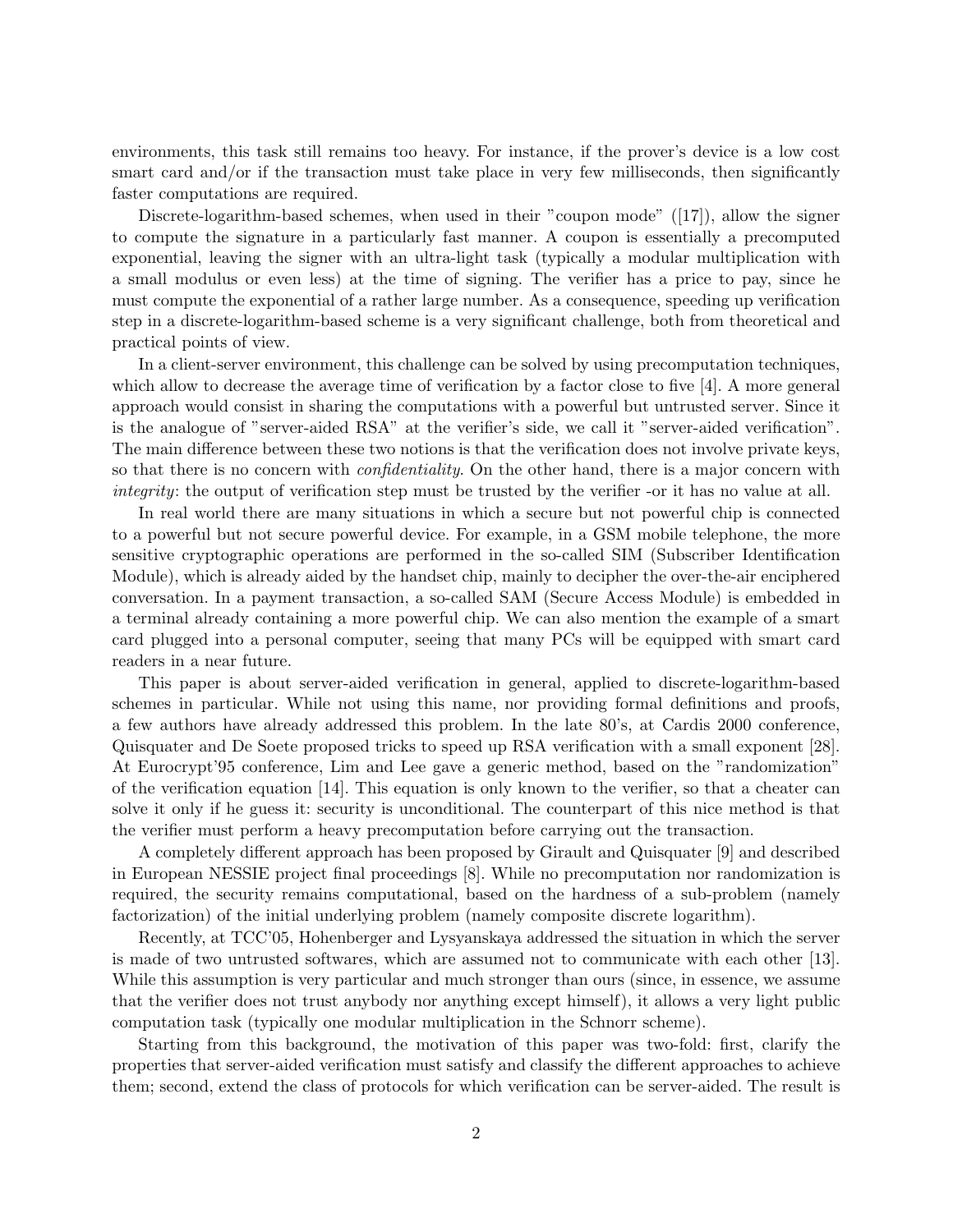environments, this task still remains too heavy. For instance, if the prover's device is a low cost smart card and/or if the transaction must take place in very few milliseconds, then significantly faster computations are required.

Discrete-logarithm-based schemes, when used in their "coupon mode" ([17]), allow the signer to compute the signature in a particularly fast manner. A coupon is essentially a precomputed exponential, leaving the signer with an ultra-light task (typically a modular multiplication with a small modulus or even less) at the time of signing. The verifier has a price to pay, since he must compute the exponential of a rather large number. As a consequence, speeding up verification step in a discrete-logarithm-based scheme is a very significant challenge, both from theoretical and practical points of view.

In a client-server environment, this challenge can be solved by using precomputation techniques, which allow to decrease the average time of verification by a factor close to five [4]. A more general approach would consist in sharing the computations with a powerful but untrusted server. Since it is the analogue of "server-aided RSA" at the verifier's side, we call it "server-aided verification". The main difference between these two notions is that the verification does not involve private keys, so that there is no concern with *confidentiality*. On the other hand, there is a major concern with *integrity*: the output of verification step must be trusted by the verifier -or it has no value at all.

In real world there are many situations in which a secure but not powerful chip is connected to a powerful but not secure powerful device. For example, in a GSM mobile telephone, the more sensitive cryptographic operations are performed in the so-called SIM (Subscriber Identification Module), which is already aided by the handset chip, mainly to decipher the over-the-air enciphered conversation. In a payment transaction, a so-called SAM (Secure Access Module) is embedded in a terminal already containing a more powerful chip. We can also mention the example of a smart card plugged into a personal computer, seeing that many PCs will be equipped with smart card readers in a near future.

This paper is about server-aided verification in general, applied to discrete-logarithm-based schemes in particular. While not using this name, nor providing formal definitions and proofs, a few authors have already addressed this problem. In the late 80's, at Cardis 2000 conference, Quisquater and De Soete proposed tricks to speed up RSA verification with a small exponent [28]. At Eurocrypt'95 conference, Lim and Lee gave a generic method, based on the "randomization" of the verification equation [14]. This equation is only known to the verifier, so that a cheater can solve it only if he guess it: security is unconditional. The counterpart of this nice method is that the verifier must perform a heavy precomputation before carrying out the transaction.

A completely different approach has been proposed by Girault and Quisquater [9] and described in European NESSIE project final proceedings [8]. While no precomputation nor randomization is required, the security remains computational, based on the hardness of a sub-problem (namely factorization) of the initial underlying problem (namely composite discrete logarithm).

Recently, at TCC'05, Hohenberger and Lysyanskaya addressed the situation in which the server is made of two untrusted softwares, which are assumed not to communicate with each other [13]. While this assumption is very particular and much stronger than ours (since, in essence, we assume that the verifier does not trust anybody nor anything except himself), it allows a very light public computation task (typically one modular multiplication in the Schnorr scheme).

Starting from this background, the motivation of this paper was two-fold: first, clarify the properties that server-aided verification must satisfy and classify the different approaches to achieve them; second, extend the class of protocols for which verification can be server-aided. The result is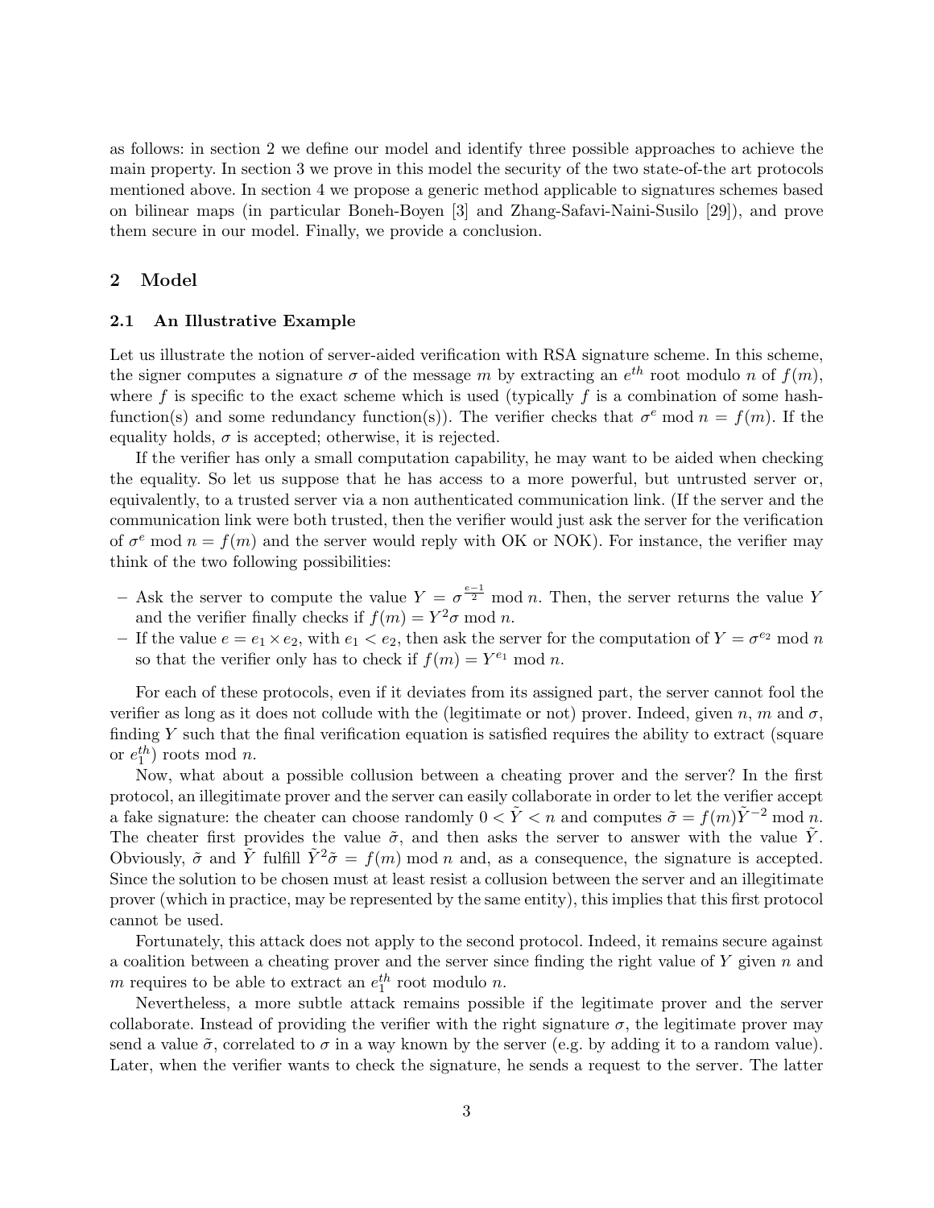as follows: in section 2 we define our model and identify three possible approaches to achieve the main property. In section 3 we prove in this model the security of the two state-of-the art protocols mentioned above. In section 4 we propose a generic method applicable to signatures schemes based on bilinear maps (in particular Boneh-Boyen [3] and Zhang-Safavi-Naini-Susilo [29]), and prove them secure in our model. Finally, we provide a conclusion.

## 2 Model

### 2.1 An Illustrative Example

Let us illustrate the notion of server-aided verification with RSA signature scheme. In this scheme, the signer computes a signature $\sigma$ of the message $m$ by extracting an $e^{th}$ root modulo $n$ of $f(m)$, where $f$ is specific to the exact scheme which is used (typically $f$ is a combination of some hash-function(s) and some redundancy function(s)). The verifier checks that $\sigma^e \bmod n = f(m)$. If the equality holds, $\sigma$ is accepted; otherwise, it is rejected.

If the verifier has only a small computation capability, he may want to be aided when checking the equality. So let us suppose that he has access to a more powerful, but untrusted server or, equivalently, to a trusted server via a non authenticated communication link. (If the server and the communication link were both trusted, then the verifier would just ask the server for the verification of $\sigma^e \bmod n = f(m)$ and the server would reply with OK or NOK). For instance, the verifier may think of the two following possibilities:

- Ask the server to compute the value $Y = \sigma^{\frac{e-1}{2}} \bmod n$. Then, the server returns the value $Y$ and the verifier finally checks if $f(m) = Y^2\sigma \bmod n$.
- If the value $e = e_1 \times e_2$, with $e_1 < e_2$, then ask the server for the computation of $Y = \sigma^{e_2} \bmod n$ so that the verifier only has to check if $f(m) = Y^{e_1} \bmod n$.

For each of these protocols, even if it deviates from its assigned part, the server cannot fool the verifier as long as it does not collude with the (legitimate or not) prover. Indeed, given $n$, $m$ and $\sigma$, finding $Y$ such that the final verification equation is satisfied requires the ability to extract (square or $e_1^{th}$) roots mod $n$.

Now, what about a possible collusion between a cheating prover and the server? In the first protocol, an illegitimate prover and the server can easily collaborate in order to let the verifier accept a fake signature: the cheater can choose randomly $0 < \tilde{Y} < n$ and computes $\tilde{\sigma} = f(m)\tilde{Y}^{-2} \bmod n$. The cheater first provides the value $\tilde{\sigma}$, and then asks the server to answer with the value $\tilde{Y}$. Obviously, $\tilde{\sigma}$ and $\tilde{Y}$ fulfill $\tilde{Y}^2\tilde{\sigma} = f(m) \bmod n$ and, as a consequence, the signature is accepted. Since the solution to be chosen must at least resist a collusion between the server and an illegitimate prover (which in practice, may be represented by the same entity), this implies that this first protocol cannot be used.

Fortunately, this attack does not apply to the second protocol. Indeed, it remains secure against a coalition between a cheating prover and the server since finding the right value of $Y$ given $n$ and $m$ requires to be able to extract an $e_1^{th}$ root modulo $n$.

Nevertheless, a more subtle attack remains possible if the legitimate prover and the server collaborate. Instead of providing the verifier with the right signature $\sigma$, the legitimate prover may send a value $\tilde{\sigma}$, correlated to $\sigma$ in a way known by the server (e.g. by adding it to a random value). Later, when the verifier wants to check the signature, he sends a request to the server. The latter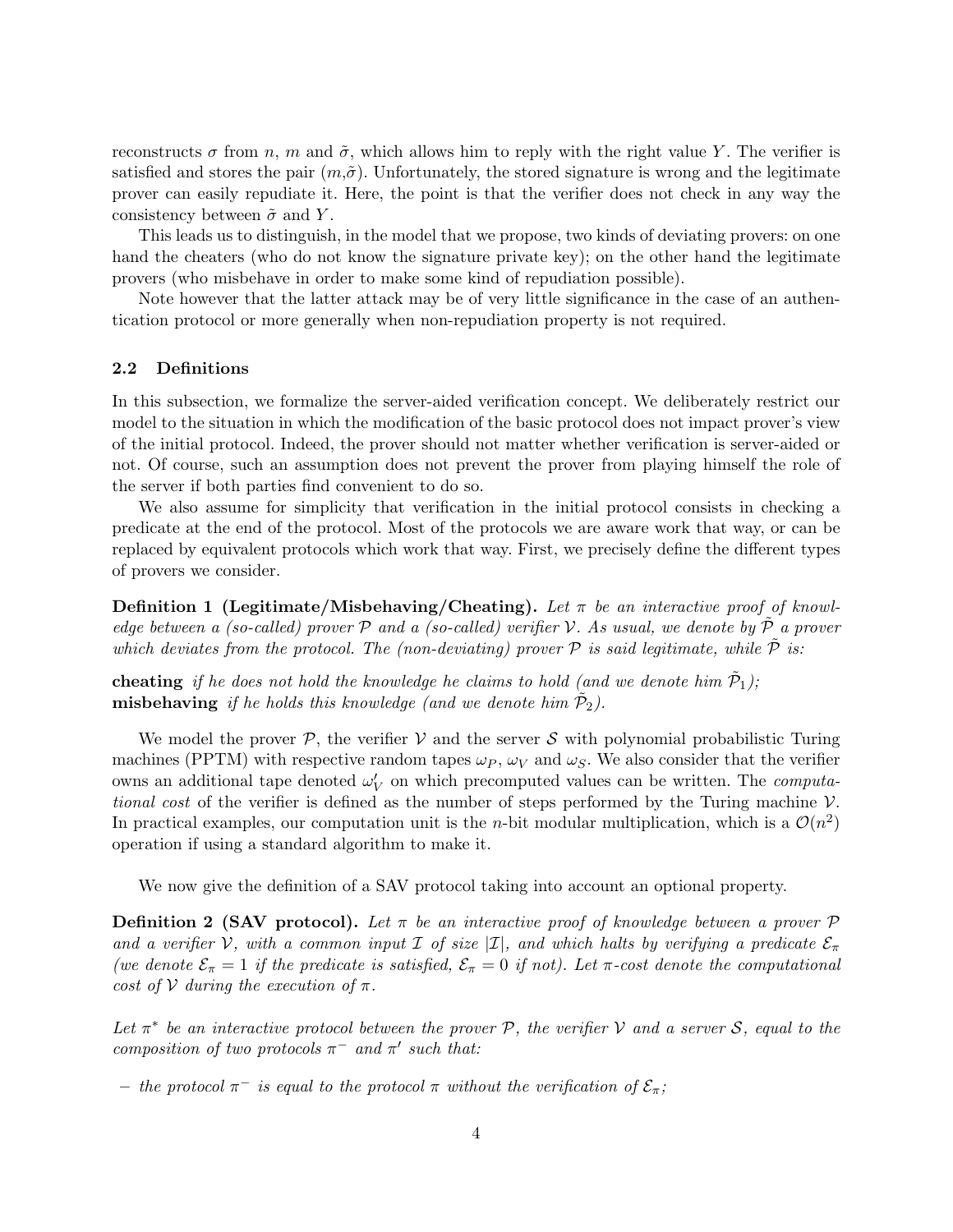reconstructs $\sigma$ from $n$, $m$ and $\tilde{\sigma}$, which allows him to reply with the right value $Y$. The verifier is satisfied and stores the pair $(m,\tilde{\sigma})$. Unfortunately, the stored signature is wrong and the legitimate prover can easily repudiate it. Here, the point is that the verifier does not check in any way the consistency between $\tilde{\sigma}$ and $Y$.

This leads us to distinguish, in the model that we propose, two kinds of deviating provers: on one hand the cheaters (who do not know the signature private key); on the other hand the legitimate provers (who misbehave in order to make some kind of repudiation possible).

Note however that the latter attack may be of very little significance in the case of an authentication protocol or more generally when non-repudiation property is not required.

### 2.2 Definitions

In this subsection, we formalize the server-aided verification concept. We deliberately restrict our model to the situation in which the modification of the basic protocol does not impact prover's view of the initial protocol. Indeed, the prover should not matter whether verification is server-aided or not. Of course, such an assumption does not prevent the prover from playing himself the role of the server if both parties find convenient to do so.

We also assume for simplicity that verification in the initial protocol consists in checking a predicate at the end of the protocol. Most of the protocols we are aware work that way, or can be replaced by equivalent protocols which work that way. First, we precisely define the different types of provers we consider.

**Definition 1 (Legitimate/Misbehaving/Cheating).** *Let $\pi$ be an interactive proof of knowledge between a (so-called) prover $\mathcal{P}$ and a (so-called) verifier $\mathcal{V}$. As usual, we denote by $\tilde{\mathcal{P}}$ a prover which deviates from the protocol. The (non-deviating) prover $\mathcal{P}$ is said legitimate, while $\tilde{\mathcal{P}}$ is:*

**cheating** *if he does not hold the knowledge he claims to hold (and we denote him $\tilde{\mathcal{P}}_1$);*
**misbehaving** *if he holds this knowledge (and we denote him $\tilde{\mathcal{P}}_2$).*

We model the prover $\mathcal{P}$, the verifier $\mathcal{V}$ and the server $\mathcal{S}$ with polynomial probabilistic Turing machines (PPTM) with respective random tapes $\omega_P$, $\omega_V$ and $\omega_S$. We also consider that the verifier owns an additional tape denoted $\omega'_V$ on which precomputed values can be written. The *computational cost* of the verifier is defined as the number of steps performed by the Turing machine $\mathcal{V}$. In practical examples, our computation unit is the $n$-bit modular multiplication, which is a $\mathcal{O}(n^2)$ operation if using a standard algorithm to make it.

We now give the definition of a SAV protocol taking into account an optional property.

**Definition 2 (SAV protocol).** *Let $\pi$ be an interactive proof of knowledge between a prover $\mathcal{P}$ and a verifier $\mathcal{V}$, with a common input $\mathcal{I}$ of size $|\mathcal{I}|$, and which halts by verifying a predicate $\mathcal{E}_\pi$ (we denote $\mathcal{E}_\pi = 1$ if the predicate is satisfied, $\mathcal{E}_\pi = 0$ if not). Let $\pi$-cost denote the computational cost of $\mathcal{V}$ during the execution of $\pi$.*

*Let $\pi^*$ be an interactive protocol between the prover $\mathcal{P}$, the verifier $\mathcal{V}$ and a server $\mathcal{S}$, equal to the composition of two protocols $\pi^-$ and $\pi'$ such that:*

- *the protocol $\pi^-$ is equal to the protocol $\pi$ without the verification of $\mathcal{E}_\pi$;*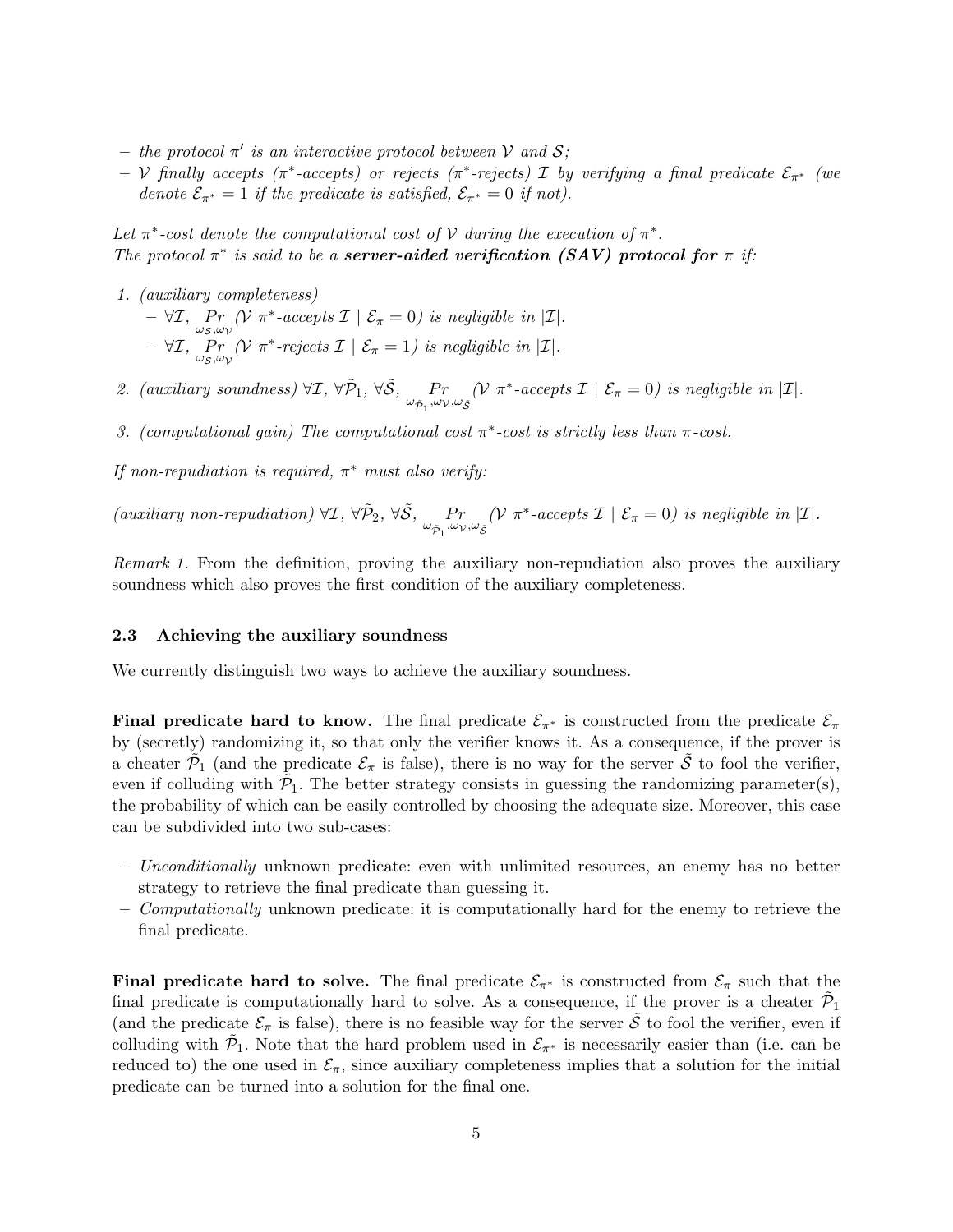- *the protocol $\pi'$ is an interactive protocol between $\mathcal{V}$ and $\mathcal{S}$;*
- *$\mathcal{V}$ finally accepts ($\pi^*$-accepts) or rejects ($\pi^*$-rejects) $\mathcal{I}$ by verifying a final predicate $\mathcal{E}_{\pi^*}$ (we denote $\mathcal{E}_{\pi^*} = 1$ if the predicate is satisfied, $\mathcal{E}_{\pi^*} = 0$ if not).*

*Let $\pi^*$-cost denote the computational cost of $\mathcal{V}$ during the execution of $\pi^*$.*
*The protocol $\pi^*$ is said to be a* ***server-aided verification (SAV) protocol for*** $\pi$ *if:*

1. *(auxiliary completeness)*
   - $\forall \mathcal{I}$, $\underset{\omega_{\mathcal{S}},\omega_{\mathcal{V}}}{Pr}(\mathcal{V}\ \pi^*\text{-accepts } \mathcal{I} \mid \mathcal{E}_\pi = 0)$ *is negligible in* $|\mathcal{I}|$.
   - $\forall \mathcal{I}$, $\underset{\omega_{\mathcal{S}},\omega_{\mathcal{V}}}{Pr}(\mathcal{V}\ \pi^*\text{-rejects } \mathcal{I} \mid \mathcal{E}_\pi = 1)$ *is negligible in* $|\mathcal{I}|$.
2. *(auxiliary soundness)* $\forall \mathcal{I}$, $\forall \tilde{\mathcal{P}}_1$, $\forall \tilde{\mathcal{S}}$, $\underset{\omega_{\tilde{\mathcal{P}}_1},\omega_{\mathcal{V}},\omega_{\tilde{\mathcal{S}}}}{Pr}(\mathcal{V}\ \pi^*\text{-accepts } \mathcal{I} \mid \mathcal{E}_\pi = 0)$ *is negligible in* $|\mathcal{I}|$.
3. *(computational gain) The computational cost $\pi^*$-cost is strictly less than $\pi$-cost.*

*If non-repudiation is required, $\pi^*$ must also verify:*

*(auxiliary non-repudiation)* $\forall \mathcal{I}$, $\forall \tilde{\mathcal{P}}_2$, $\forall \tilde{\mathcal{S}}$, $\underset{\omega_{\tilde{\mathcal{P}}_1},\omega_{\mathcal{V}},\omega_{\tilde{\mathcal{S}}}}{Pr}(\mathcal{V}\ \pi^*\text{-accepts } \mathcal{I} \mid \mathcal{E}_\pi = 0)$ *is negligible in* $|\mathcal{I}|$.

*Remark 1.* From the definition, proving the auxiliary non-repudiation also proves the auxiliary soundness which also proves the first condition of the auxiliary completeness.

### 2.3 Achieving the auxiliary soundness

We currently distinguish two ways to achieve the auxiliary soundness.

**Final predicate hard to know.** The final predicate $\mathcal{E}_{\pi^*}$ is constructed from the predicate $\mathcal{E}_\pi$ by (secretly) randomizing it, so that only the verifier knows it. As a consequence, if the prover is a cheater $\tilde{\mathcal{P}}_1$ (and the predicate $\mathcal{E}_\pi$ is false), there is no way for the server $\tilde{\mathcal{S}}$ to fool the verifier, even if colluding with $\tilde{\mathcal{P}}_1$. The better strategy consists in guessing the randomizing parameter(s), the probability of which can be easily controlled by choosing the adequate size. Moreover, this case can be subdivided into two sub-cases:

- *Unconditionally* unknown predicate: even with unlimited resources, an enemy has no better strategy to retrieve the final predicate than guessing it.
- *Computationally* unknown predicate: it is computationally hard for the enemy to retrieve the final predicate.

**Final predicate hard to solve.** The final predicate $\mathcal{E}_{\pi^*}$ is constructed from $\mathcal{E}_\pi$ such that the final predicate is computationally hard to solve. As a consequence, if the prover is a cheater $\tilde{\mathcal{P}}_1$ (and the predicate $\mathcal{E}_\pi$ is false), there is no feasible way for the server $\tilde{\mathcal{S}}$ to fool the verifier, even if colluding with $\tilde{\mathcal{P}}_1$. Note that the hard problem used in $\mathcal{E}_{\pi^*}$ is necessarily easier than (i.e. can be reduced to) the one used in $\mathcal{E}_\pi$, since auxiliary completeness implies that a solution for the initial predicate can be turned into a solution for the final one.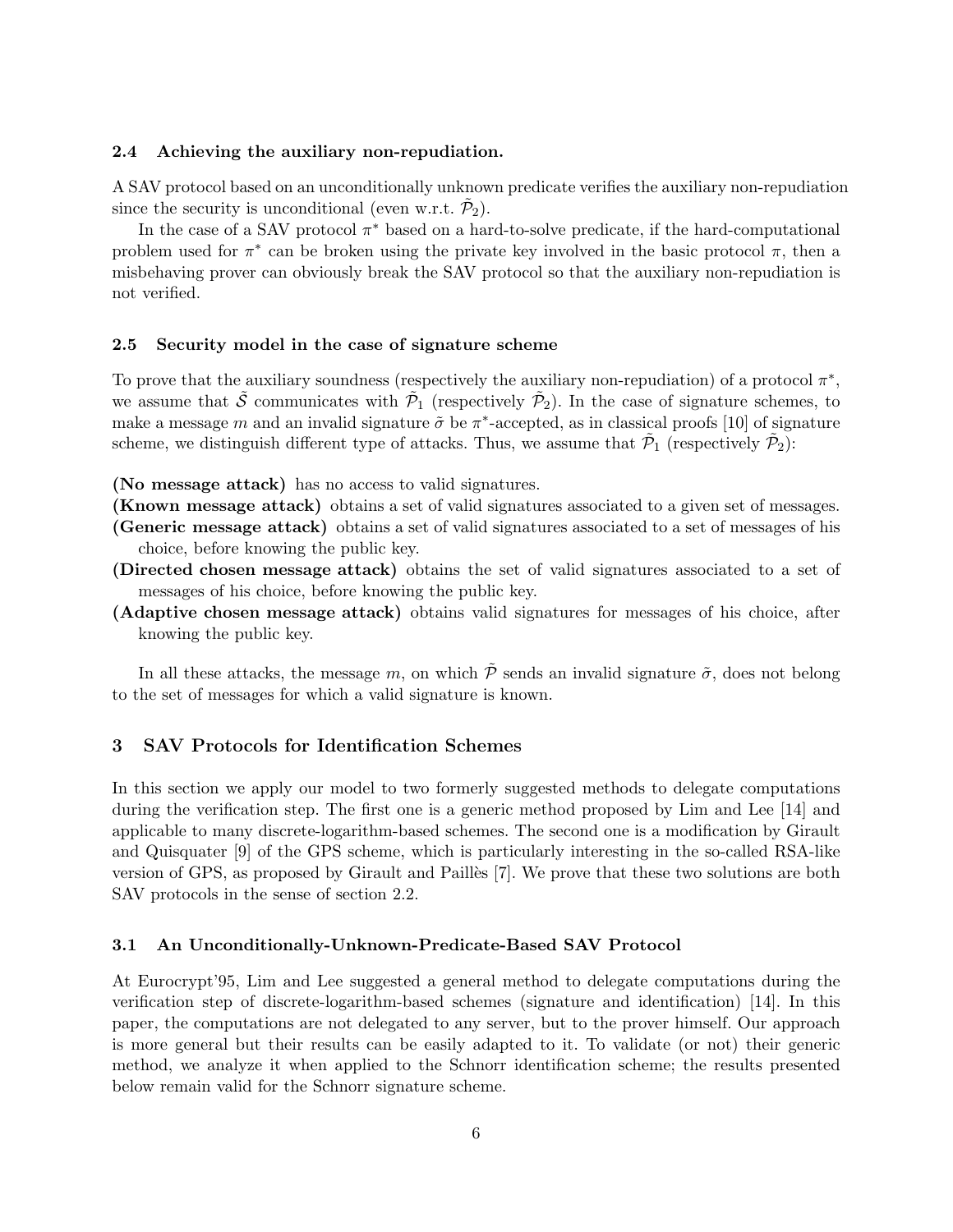### 2.4 Achieving the auxiliary non-repudiation.

A SAV protocol based on an unconditionally unknown predicate verifies the auxiliary non-repudiation since the security is unconditional (even w.r.t. $\tilde{\mathcal{P}}_2$).

In the case of a SAV protocol $\pi^*$ based on a hard-to-solve predicate, if the hard-computational problem used for $\pi^*$ can be broken using the private key involved in the basic protocol $\pi$, then a misbehaving prover can obviously break the SAV protocol so that the auxiliary non-repudiation is not verified.

### 2.5 Security model in the case of signature scheme

To prove that the auxiliary soundness (respectively the auxiliary non-repudiation) of a protocol $\pi^*$, we assume that $\tilde{\mathcal{S}}$ communicates with $\tilde{\mathcal{P}}_1$ (respectively $\tilde{\mathcal{P}}_2$). In the case of signature schemes, to make a message $m$ and an invalid signature $\tilde{\sigma}$ be $\pi^*$-accepted, as in classical proofs [10] of signature scheme, we distinguish different type of attacks. Thus, we assume that $\tilde{\mathcal{P}}_1$ (respectively $\tilde{\mathcal{P}}_2$):

**(No message attack)** has no access to valid signatures.

**(Known message attack)** obtains a set of valid signatures associated to a given set of messages.

**(Generic message attack)** obtains a set of valid signatures associated to a set of messages of his choice, before knowing the public key.

**(Directed chosen message attack)** obtains the set of valid signatures associated to a set of messages of his choice, before knowing the public key.

**(Adaptive chosen message attack)** obtains valid signatures for messages of his choice, after knowing the public key.

In all these attacks, the message $m$, on which $\tilde{\mathcal{P}}$ sends an invalid signature $\tilde{\sigma}$, does not belong to the set of messages for which a valid signature is known.

## 3 SAV Protocols for Identification Schemes

In this section we apply our model to two formerly suggested methods to delegate computations during the verification step. The first one is a generic method proposed by Lim and Lee [14] and applicable to many discrete-logarithm-based schemes. The second one is a modification by Girault and Quisquater [9] of the GPS scheme, which is particularly interesting in the so-called RSA-like version of GPS, as proposed by Girault and Paillès [7]. We prove that these two solutions are both SAV protocols in the sense of section 2.2.

### 3.1 An Unconditionally-Unknown-Predicate-Based SAV Protocol

At Eurocrypt'95, Lim and Lee suggested a general method to delegate computations during the verification step of discrete-logarithm-based schemes (signature and identification) [14]. In this paper, the computations are not delegated to any server, but to the prover himself. Our approach is more general but their results can be easily adapted to it. To validate (or not) their generic method, we analyze it when applied to the Schnorr identification scheme; the results presented below remain valid for the Schnorr signature scheme.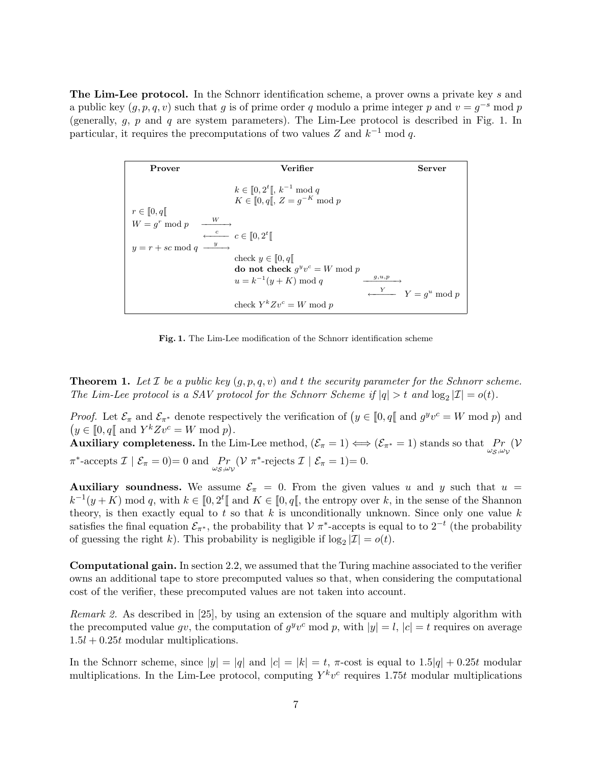**The Lim-Lee protocol.** In the Schnorr identification scheme, a prover owns a private key $s$ and a public key $(g, p, q, v)$ such that $g$ is of prime order $q$ modulo a prime integer $p$ and $v = g^{-s} \bmod p$ (generally, $g$, $p$ and $q$ are system parameters). The Lim-Lee protocol is described in Fig. 1. In particular, it requires the precomputations of two values $Z$ and $k^{-1} \bmod q$.

| **Prover** | | **Verifier** | | **Server** |
|---|---|---|---|---|
| | | $k \in [\![0, 2^t[\![$, $k^{-1} \bmod q$ | | |
| | | $K \in [\![0, q[\![$, $Z = g^{-K} \bmod p$ | | |
| $r \in [\![0, q[\![$ | | | | |
| $W = g^r \bmod p$ | $\xrightarrow{W}$ | | | |
| | $\xleftarrow{c}$ | $c \in [\![0, 2^t[\![$ | | |
| $y = r + sc \bmod q$ | $\xrightarrow{y}$ | | | |
| | | check $y \in [\![0, q[\![$ | | |
| | | **do not check** $g^y v^c = W \bmod p$ | | |
| | | $u = k^{-1}(y + K) \bmod q$ | $\xrightarrow{g,u,p}$ | |
| | | | $\xleftarrow{Y}$ | $Y = g^u \bmod p$ |
| | | check $Y^k Z v^c = W \bmod p$ | | |

**Fig. 1.** The Lim-Lee modification of the Schnorr identification scheme

**Theorem 1.** *Let $\mathcal{I}$ be a public key $(g, p, q, v)$ and $t$ the security parameter for the Schnorr scheme. The Lim-Lee protocol is a SAV protocol for the Schnorr Scheme if $|q| > t$ and $\log_2 |\mathcal{I}| = o(t)$.*

*Proof.* Let $\mathcal{E}_\pi$ and $\mathcal{E}_{\pi^*}$ denote respectively the verification of $\big(y \in [\![0, q[\![$ and $g^y v^c = W \bmod p\big)$ and $\big(y \in [\![0, q[\![$ and $Y^k Z v^c = W \bmod p\big)$.
**Auxiliary completeness.** In the Lim-Lee method, $(\mathcal{E}_\pi = 1) \Longleftrightarrow (\mathcal{E}_{\pi^*} = 1)$ stands so that $\Pr_{\omega_\mathcal{S}, \omega_\mathcal{V}}(\mathcal{V}$ $\pi^*$-accepts $\mathcal{I} \mid \mathcal{E}_\pi = 0) = 0$ and $\Pr_{\omega_\mathcal{S}, \omega_\mathcal{V}}(\mathcal{V}$ $\pi^*$-rejects $\mathcal{I} \mid \mathcal{E}_\pi = 1) = 0$.

**Auxiliary soundness.** We assume $\mathcal{E}_\pi = 0$. From the given values $u$ and $y$ such that $u = k^{-1}(y + K) \bmod q$, with $k \in [\![0, 2^t[\![$ and $K \in [\![0, q[\![$, the entropy over $k$, in the sense of the Shannon theory, is then exactly equal to $t$ so that $k$ is unconditionally unknown. Since only one value $k$ satisfies the final equation $\mathcal{E}_{\pi^*}$, the probability that $\mathcal{V}$ $\pi^*$-accepts is equal to to $2^{-t}$ (the probability of guessing the right $k$). This probability is negligible if $\log_2 |\mathcal{I}| = o(t)$.

**Computational gain.** In section 2.2, we assumed that the Turing machine associated to the verifier owns an additional tape to store precomputed values so that, when considering the computational cost of the verifier, these precomputed values are not taken into account.

*Remark 2.* As described in [25], by using an extension of the square and multiply algorithm with the precomputed value $gv$, the computation of $g^y v^c \bmod p$, with $|y| = l$, $|c| = t$ requires on average $1.5l + 0.25t$ modular multiplications.

In the Schnorr scheme, since $|y| = |q|$ and $|c| = |k| = t$, $\pi$-cost is equal to $1.5|q| + 0.25t$ modular multiplications. In the Lim-Lee protocol, computing $Y^k v^c$ requires $1.75t$ modular multiplications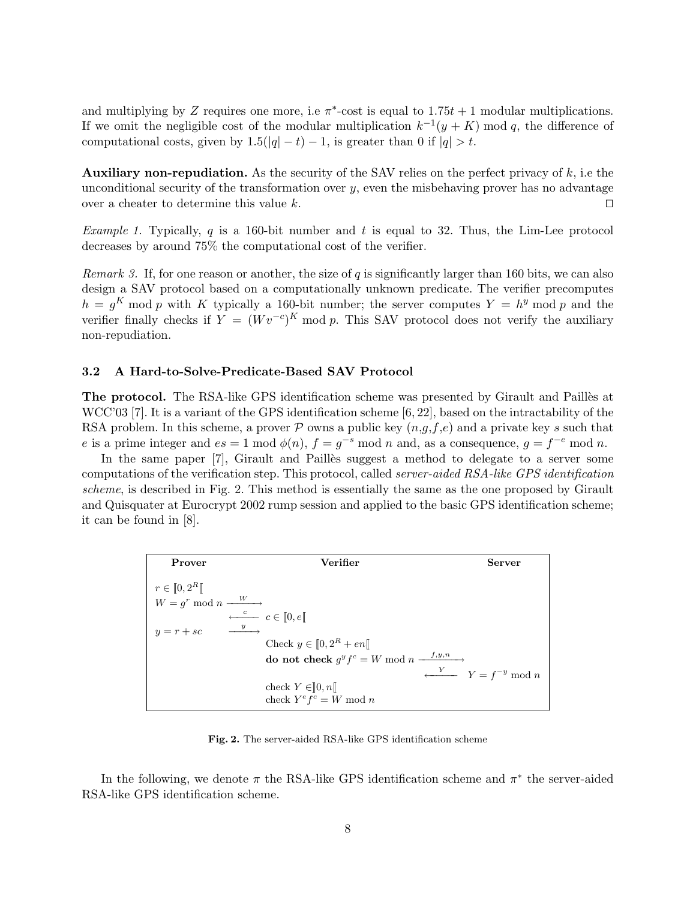and multiplying by $Z$ requires one more, i.e $\pi^*$-cost is equal to $1.75t + 1$ modular multiplications. If we omit the negligible cost of the modular multiplication $k^{-1}(y + K) \bmod q$, the difference of computational costs, given by $1.5(|q| - t) - 1$, is greater than 0 if $|q| > t$.

**Auxiliary non-repudiation.** As the security of the SAV relies on the perfect privacy of $k$, i.e the unconditional security of the transformation over $y$, even the misbehaving prover has no advantage over a cheater to determine this value $k$. □

*Example 1.* Typically, $q$ is a 160-bit number and $t$ is equal to 32. Thus, the Lim-Lee protocol decreases by around 75% the computational cost of the verifier.

*Remark 3.* If, for one reason or another, the size of $q$ is significantly larger than 160 bits, we can also design a SAV protocol based on a computationally unknown predicate. The verifier precomputes $h = g^K \bmod p$ with $K$ typically a 160-bit number; the server computes $Y = h^y \bmod p$ and the verifier finally checks if $Y = (Wv^{-c})^K \bmod p$. This SAV protocol does not verify the auxiliary non-repudiation.

### 3.2 A Hard-to-Solve-Predicate-Based SAV Protocol

**The protocol.** The RSA-like GPS identification scheme was presented by Girault and Paillès at WCC'03 [7]. It is a variant of the GPS identification scheme [6, 22], based on the intractability of the RSA problem. In this scheme, a prover $\mathcal{P}$ owns a public key $(n,g,f,e)$ and a private key $s$ such that $e$ is a prime integer and $es = 1 \bmod \phi(n)$, $f = g^{-s} \bmod n$ and, as a consequence, $g = f^{-e} \bmod n$.

In the same paper [7], Girault and Paillès suggest a method to delegate to a server some computations of the verification step. This protocol, called *server-aided RSA-like GPS identification scheme*, is described in Fig. 2. This method is essentially the same as the one proposed by Girault and Quisquater at Eurocrypt 2002 rump session and applied to the basic GPS identification scheme; it can be found in [8].

| **Prover** | | **Verifier** | | **Server** |
|---|---|---|---|---|
| $r \in [\![0, 2^R[\![$ | | | | |
| $W = g^r \bmod n$ | $\xrightarrow{W}$ | | | |
| | $\xleftarrow{c}$ | $c \in [\![0, e[\![$ | | |
| $y = r + sc$ | $\xrightarrow{y}$ | | | |
| | | Check $y \in [\![0, 2^R + en[\![$ | | |
| | | **do not check** $g^y f^c = W \bmod n$ | $\xrightarrow{f,y,n}$ | |
| | | | $\xleftarrow{Y}$ | $Y = f^{-y} \bmod n$ |
| | | check $Y \in ]\!]0, n[\![$ | | |
| | | check $Y^e f^c = W \bmod n$ | | |

**Fig. 2.** The server-aided RSA-like GPS identification scheme

In the following, we denote $\pi$ the RSA-like GPS identification scheme and $\pi^*$ the server-aided RSA-like GPS identification scheme.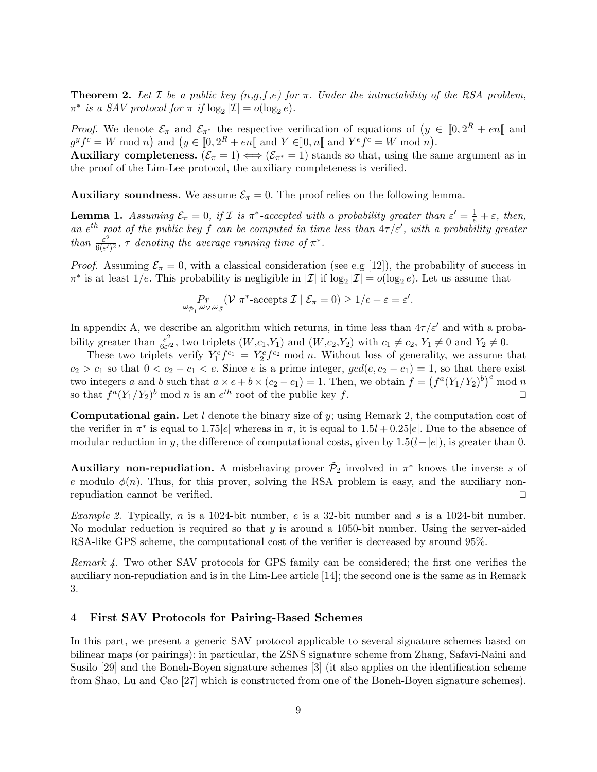**Theorem 2.** *Let $\mathcal{I}$ be a public key $(n,g,f,e)$ for $\pi$. Under the intractability of the RSA problem, $\pi^*$ is a SAV protocol for $\pi$ if $\log_2|\mathcal{I}| = o(\log_2 e)$.*

*Proof.* We denote $\mathcal{E}_\pi$ and $\mathcal{E}_{\pi^*}$ the respective verification of equations of $\big(y \in [\![0, 2^R + en[\![$ and $g^y f^c = W \bmod n\big)$ and $\big(y \in [\![0, 2^R + en[\![$ and $Y \in ]\!]0, n[\![$ and $Y^e f^c = W \bmod n\big)$.
**Auxiliary completeness.** $(\mathcal{E}_\pi = 1) \Longleftrightarrow (\mathcal{E}_{\pi^*} = 1)$ stands so that, using the same argument as in the proof of the Lim-Lee protocol, the auxiliary completeness is verified.

**Auxiliary soundness.** We assume $\mathcal{E}_\pi = 0$. The proof relies on the following lemma.

**Lemma 1.** *Assuming $\mathcal{E}_\pi = 0$, if $\mathcal{I}$ is $\pi^*$-accepted with a probability greater than $\varepsilon' = \frac{1}{e} + \varepsilon$, then, an $e^{th}$ root of the public key $f$ can be computed in time less than $4\tau/\varepsilon'$, with a probability greater than $\frac{\varepsilon^2}{6(\varepsilon')^2}$, $\tau$ denoting the average running time of $\pi^*$.*

*Proof.* Assuming $\mathcal{E}_\pi = 0$, with a classical consideration (see e.g [12]), the probability of success in $\pi^*$ is at least $1/e$. This probability is negligible in $|\mathcal{I}|$ if $\log_2|\mathcal{I}| = o(\log_2 e)$. Let us assume that

$$\underset{\omega_{\tilde{\mathcal{P}}_1}, \omega_{\mathcal{V}}, \omega_{\tilde{\mathcal{S}}}}{Pr}(\mathcal{V}\ \pi^*\text{-accepts } \mathcal{I} \mid \mathcal{E}_\pi = 0) \geq 1/e + \varepsilon = \varepsilon'.$$

In appendix A, we describe an algorithm which returns, in time less than $4\tau/\varepsilon'$ and with a probability greater than $\frac{\varepsilon^2}{6\varepsilon'^2}$, two triplets $(W, c_1, Y_1)$ and $(W, c_2, Y_2)$ with $c_1 \neq c_2$, $Y_1 \neq 0$ and $Y_2 \neq 0$.

These two triplets verify $Y_1^e f^{c_1} = Y_2^e f^{c_2} \bmod n$. Without loss of generality, we assume that $c_2 > c_1$ so that $0 < c_2 - c_1 < e$. Since $e$ is a prime integer, $gcd(e, c_2 - c_1) = 1$, so that there exist two integers $a$ and $b$ such that $a \times e + b \times (c_2 - c_1) = 1$. Then, we obtain $f = \big(f^a (Y_1/Y_2)^b\big)^e \bmod n$ so that $f^a (Y_1/Y_2)^b \bmod n$ is an $e^{th}$ root of the public key $f$. □

**Computational gain.** Let $l$ denote the binary size of $y$; using Remark 2, the computation cost of the verifier in $\pi^*$ is equal to $1.75|e|$ whereas in $\pi$, it is equal to $1.5l + 0.25|e|$. Due to the absence of modular reduction in $y$, the difference of computational costs, given by $1.5(l - |e|)$, is greater than 0.

**Auxiliary non-repudiation.** A misbehaving prover $\tilde{\mathcal{P}}_2$ involved in $\pi^*$ knows the inverse $s$ of $e$ modulo $\phi(n)$. Thus, for this prover, solving the RSA problem is easy, and the auxiliary non-repudiation cannot be verified. □

*Example 2.* Typically, $n$ is a 1024-bit number, $e$ is a 32-bit number and $s$ is a 1024-bit number. No modular reduction is required so that $y$ is around a 1050-bit number. Using the server-aided RSA-like GPS scheme, the computational cost of the verifier is decreased by around 95%.

*Remark 4.* Two other SAV protocols for GPS family can be considered; the first one verifies the auxiliary non-repudiation and is in the Lim-Lee article [14]; the second one is the same as in Remark 3.

## 4 First SAV Protocols for Pairing-Based Schemes

In this part, we present a generic SAV protocol applicable to several signature schemes based on bilinear maps (or pairings): in particular, the ZSNS signature scheme from Zhang, Safavi-Naini and Susilo [29] and the Boneh-Boyen signature schemes [3] (it also applies on the identification scheme from Shao, Lu and Cao [27] which is constructed from one of the Boneh-Boyen signature schemes).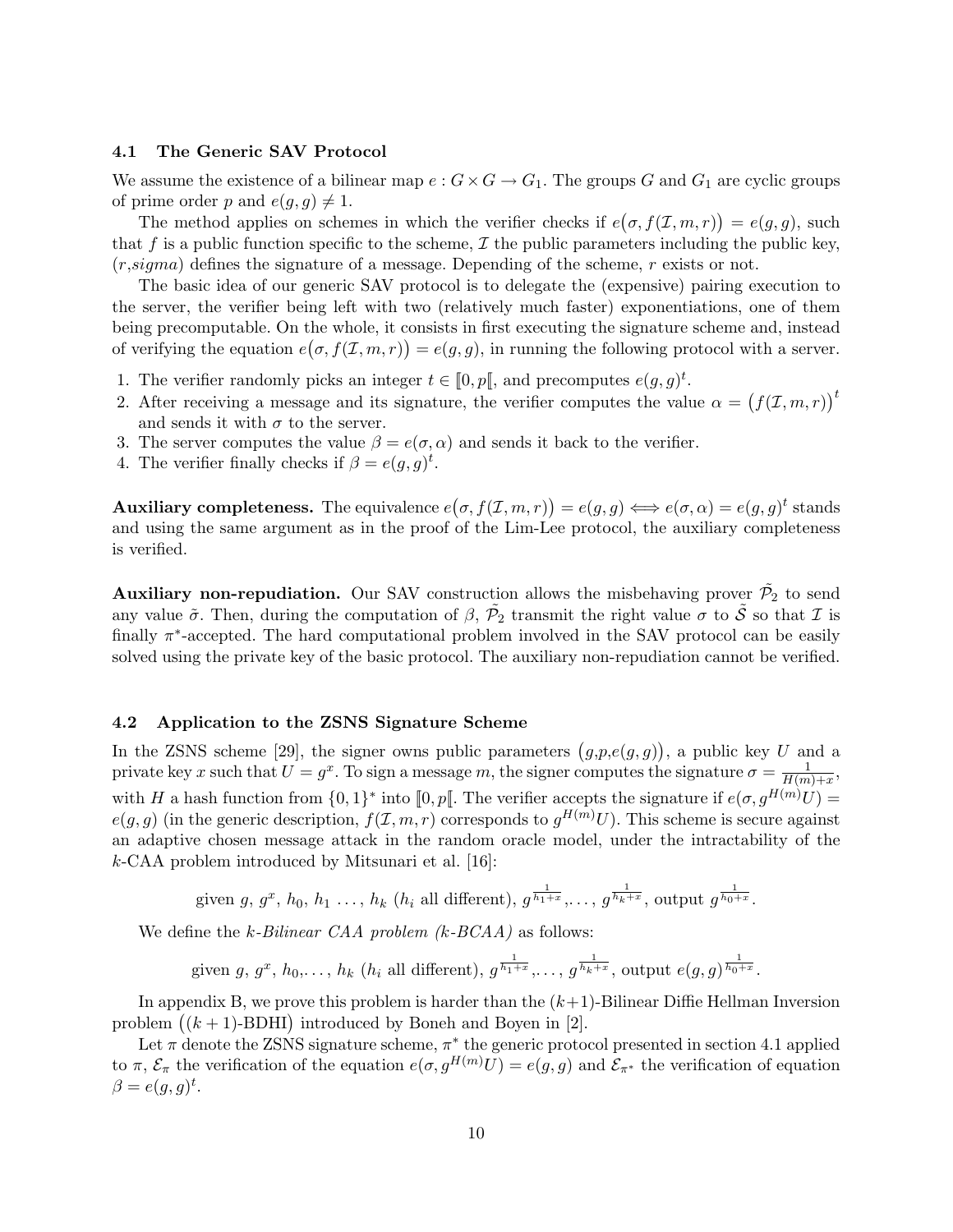### 4.1 The Generic SAV Protocol

We assume the existence of a bilinear map $e : G \times G \to G_1$. The groups $G$ and $G_1$ are cyclic groups of prime order $p$ and $e(g, g) \neq 1$.

The method applies on schemes in which the verifier checks if $e\big(\sigma, f(\mathcal{I}, m, r)\big) = e(g, g)$, such that $f$ is a public function specific to the scheme, $\mathcal{I}$ the public parameters including the public key, $(r,sigma)$ defines the signature of a message. Depending of the scheme, $r$ exists or not.

The basic idea of our generic SAV protocol is to delegate the (expensive) pairing execution to the server, the verifier being left with two (relatively much faster) exponentiations, one of them being precomputable. On the whole, it consists in first executing the signature scheme and, instead of verifying the equation $e\big(\sigma, f(\mathcal{I}, m, r)\big) = e(g, g)$, in running the following protocol with a server.

1. The verifier randomly picks an integer $t \in [\![0, p[\![$, and precomputes $e(g, g)^t$.
2. After receiving a message and its signature, the verifier computes the value $\alpha = \big(f(\mathcal{I}, m, r)\big)^t$ and sends it with $\sigma$ to the server.
3. The server computes the value $\beta = e(\sigma, \alpha)$ and sends it back to the verifier.
4. The verifier finally checks if $\beta = e(g, g)^t$.

**Auxiliary completeness.** The equivalence $e\big(\sigma, f(\mathcal{I}, m, r)\big) = e(g, g) \Longleftrightarrow e(\sigma, \alpha) = e(g, g)^t$ stands and using the same argument as in the proof of the Lim-Lee protocol, the auxiliary completeness is verified.

**Auxiliary non-repudiation.** Our SAV construction allows the misbehaving prover $\tilde{\mathcal{P}_2}$ to send any value $\tilde{\sigma}$. Then, during the computation of $\beta$, $\tilde{\mathcal{P}_2}$ transmit the right value $\sigma$ to $\tilde{\mathcal{S}}$ so that $\mathcal{I}$ is finally $\pi^*$-accepted. The hard computational problem involved in the SAV protocol can be easily solved using the private key of the basic protocol. The auxiliary non-repudiation cannot be verified.

### 4.2 Application to the ZSNS Signature Scheme

In the ZSNS scheme [29], the signer owns public parameters $\big(g,p,e(g, g)\big)$, a public key $U$ and a private key $x$ such that $U = g^x$. To sign a message $m$, the signer computes the signature $\sigma = \frac{1}{H(m)+x}$, with $H$ a hash function from $\{0, 1\}^*$ into $[\![0, p[\![$. The verifier accepts the signature if $e(\sigma, g^{H(m)}U) = e(g, g)$ (in the generic description, $f(\mathcal{I}, m, r)$ corresponds to $g^{H(m)}U$). This scheme is secure against an adaptive chosen message attack in the random oracle model, under the intractability of the $k$-CAA problem introduced by Mitsunari et al. [16]:

$$\text{given } g,\ g^x,\ h_0,\ h_1\ \ldots,\ h_k\ (h_i \text{ all different}),\ g^{\frac{1}{h_1+x}}, \ldots,\ g^{\frac{1}{h_k+x}},\ \text{output } g^{\frac{1}{h_0+x}}.$$

We define the *k-Bilinear CAA problem (k-BCAA)* as follows:

$$\text{given } g,\ g^x,\ h_0, \ldots,\ h_k\ (h_i \text{ all different}),\ g^{\frac{1}{h_1+x}}, \ldots,\ g^{\frac{1}{h_k+x}},\ \text{output } e(g, g)^{\frac{1}{h_0+x}}.$$

In appendix B, we prove this problem is harder than the $(k+1)$-Bilinear Diffie Hellman Inversion problem $\big((k+1)\text{-BDHI}\big)$ introduced by Boneh and Boyen in [2].

Let $\pi$ denote the ZSNS signature scheme, $\pi^*$ the generic protocol presented in section 4.1 applied to $\pi$, $\mathcal{E}_\pi$ the verification of the equation $e(\sigma, g^{H(m)}U) = e(g, g)$ and $\mathcal{E}_{\pi^*}$ the verification of equation $\beta = e(g, g)^t$.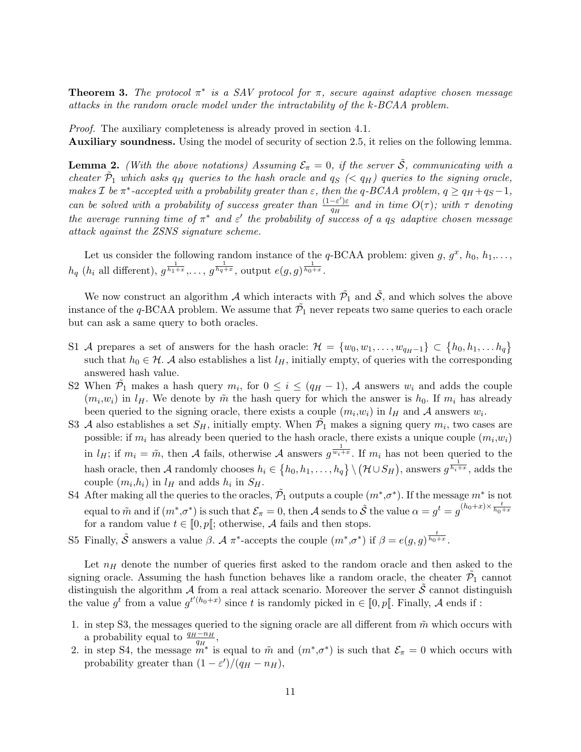**Theorem 3.** *The protocol $\pi^*$ is a SAV protocol for $\pi$, secure against adaptive chosen message attacks in the random oracle model under the intractability of the k-BCAA problem.*

*Proof.* The auxiliary completeness is already proved in section 4.1.

**Auxiliary soundness.** Using the model of security of section 2.5, it relies on the following lemma.

**Lemma 2.** *(With the above notations) Assuming $\mathcal{E}_\pi = 0$, if the server $\tilde{\mathcal{S}}$, communicating with a cheater $\tilde{\mathcal{P}}_1$ which asks $q_H$ queries to the hash oracle and $q_S$ ($< q_H$) queries to the signing oracle, makes $\mathcal{I}$ be $\pi^*$-accepted with a probability greater than $\varepsilon$, then the q-BCAA problem, $q \geq q_H + q_S - 1$, can be solved with a probability of success greater than $\frac{(1-\varepsilon')\varepsilon}{q_H}$ and in time $O(\tau)$; with $\tau$ denoting the average running time of $\pi^*$ and $\varepsilon'$ the probability of success of a $q_S$ adaptive chosen message attack against the ZSNS signature scheme.*

Let us consider the following random instance of the $q$-BCAA problem: given $g$, $g^x$, $h_0$, $h_1, \ldots, h_q$ ($h_i$ all different), $g^{\frac{1}{h_1+x}}, \ldots, g^{\frac{1}{h_q+x}}$, output $e(g,g)^{\frac{1}{h_0+x}}$.

We now construct an algorithm $\mathcal{A}$ which interacts with $\tilde{\mathcal{P}}_1$ and $\tilde{\mathcal{S}}$, and which solves the above instance of the $q$-BCAA problem. We assume that $\tilde{\mathcal{P}}_1$ never repeats two same queries to each oracle but can ask a same query to both oracles.

- S1 $\mathcal{A}$ prepares a set of answers for the hash oracle: $\mathcal{H} = \{w_0, w_1, \ldots, w_{q_H-1}\} \subset \{h_0, h_1, \ldots h_q\}$ such that $h_0 \in \mathcal{H}$. $\mathcal{A}$ also establishes a list $l_H$, initially empty, of queries with the corresponding answered hash value.
- S2 When $\tilde{\mathcal{P}}_1$ makes a hash query $m_i$, for $0 \leq i \leq (q_H - 1)$, $\mathcal{A}$ answers $w_i$ and adds the couple $(m_i, w_i)$ in $l_H$. We denote by $\tilde{m}$ the hash query for which the answer is $h_0$. If $m_i$ has already been queried to the signing oracle, there exists a couple $(m_i, w_i)$ in $l_H$ and $\mathcal{A}$ answers $w_i$.
- S3 $\mathcal{A}$ also establishes a set $S_H$, initially empty. When $\tilde{\mathcal{P}}_1$ makes a signing query $m_i$, two cases are possible: if $m_i$ has already been queried to the hash oracle, there exists a unique couple $(m_i, w_i)$ in $l_H$; if $m_i = \tilde{m}$, then $\mathcal{A}$ fails, otherwise $\mathcal{A}$ answers $g^{\frac{1}{w_i+x}}$. If $m_i$ has not been queried to the hash oracle, then $\mathcal{A}$ randomly chooses $h_i \in \{h_0, h_1, \ldots, h_q\} \setminus (\mathcal{H} \cup S_H)$, answers $g^{\frac{1}{h_i+x}}$, adds the couple $(m_i, h_i)$ in $l_H$ and adds $h_i$ in $S_H$.
- S4 After making all the queries to the oracles, $\tilde{\mathcal{P}}_1$ outputs a couple $(m^*, \sigma^*)$. If the message $m^*$ is not equal to $\tilde{m}$ and if $(m^*, \sigma^*)$ is such that $\mathcal{E}_\pi = 0$, then $\mathcal{A}$ sends to $\tilde{\mathcal{S}}$ the value $\alpha = g^t = g^{(h_0+x) \times \frac{t}{h_0+x}}$ for a random value $t \in [\![0, p[\![$; otherwise, $\mathcal{A}$ fails and then stops.
- S5 Finally, $\tilde{\mathcal{S}}$ answers a value $\beta$. $\mathcal{A}$ $\pi^*$-accepts the couple $(m^*, \sigma^*)$ if $\beta = e(g,g)^{\frac{t}{h_0+x}}$.

Let $n_H$ denote the number of queries first asked to the random oracle and then asked to the signing oracle. Assuming the hash function behaves like a random oracle, the cheater $\tilde{\mathcal{P}}_1$ cannot distinguish the algorithm $\mathcal{A}$ from a real attack scenario. Moreover the server $\tilde{\mathcal{S}}$ cannot distinguish the value $g^t$ from a value $g^{t'(h_0+x)}$ since $t$ is randomly picked in $\in [\![0, p[\![$. Finally, $\mathcal{A}$ ends if :

1. in step S3, the messages queried to the signing oracle are all different from $\tilde{m}$ which occurs with a probability equal to $\frac{q_H - n_H}{q_H}$,
2. in step S4, the message $m^*$ is equal to $\tilde{m}$ and $(m^*, \sigma^*)$ is such that $\mathcal{E}_\pi = 0$ which occurs with probability greater than $(1 - \varepsilon')/(q_H - n_H)$,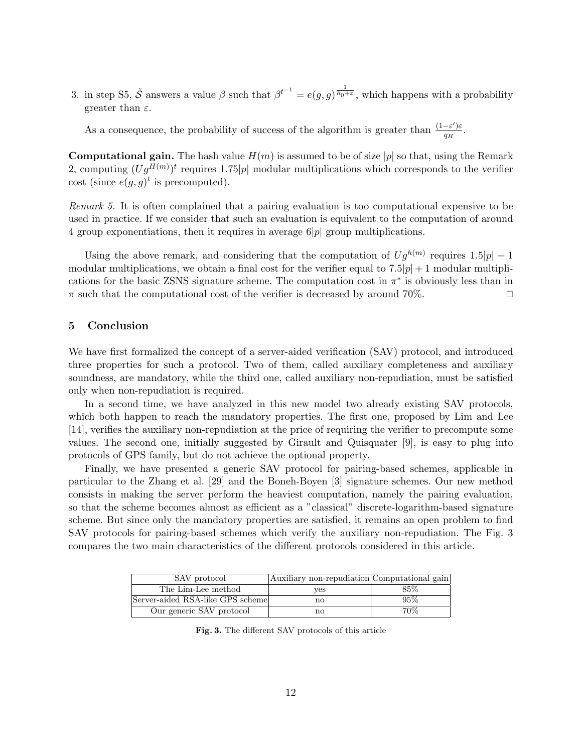3. in step S5, $\tilde{\mathcal{S}}$ answers a value $\beta$ such that $\beta^{t^{-1}} = e(g,g)^{\frac{1}{h_0+x}}$, which happens with a probability greater than $\varepsilon$.

As a consequence, the probability of success of the algorithm is greater than $\frac{(1-\varepsilon')\varepsilon}{q_H}$.

**Computational gain.** The hash value $H(m)$ is assumed to be of size $|p|$ so that, using the Remark 2, computing $(Ug^{H(m)})^t$ requires $1.75|p|$ modular multiplications which corresponds to the verifier cost (since $e(g,g)^t$ is precomputed).

*Remark 5.* It is often complained that a pairing evaluation is too computational expensive to be used in practice. If we consider that such an evaluation is equivalent to the computation of around 4 group exponentiations, then it requires in average $6|p|$ group multiplications.

Using the above remark, and considering that the computation of $Ug^{h(m)}$ requires $1.5|p|+1$ modular multiplications, we obtain a final cost for the verifier equal to $7.5|p|+1$ modular multiplications for the basic ZSNS signature scheme. The computation cost in $\pi^*$ is obviously less than in $\pi$ such that the computational cost of the verifier is decreased by around 70%. ◻

## 5 Conclusion

We have first formalized the concept of a server-aided verification (SAV) protocol, and introduced three properties for such a protocol. Two of them, called auxiliary completeness and auxiliary soundness, are mandatory, while the third one, called auxiliary non-repudiation, must be satisfied only when non-repudiation is required.

In a second time, we have analyzed in this new model two already existing SAV protocols, which both happen to reach the mandatory properties. The first one, proposed by Lim and Lee [14], verifies the auxiliary non-repudiation at the price of requiring the verifier to precompute some values. The second one, initially suggested by Girault and Quisquater [9], is easy to plug into protocols of GPS family, but do not achieve the optional property.

Finally, we have presented a generic SAV protocol for pairing-based schemes, applicable in particular to the Zhang et al. [29] and the Boneh-Boyen [3] signature schemes. Our new method consists in making the server perform the heaviest computation, namely the pairing evaluation, so that the scheme becomes almost as efficient as a "classical" discrete-logarithm-based signature scheme. But since only the mandatory properties are satisfied, it remains an open problem to find SAV protocols for pairing-based schemes which verify the auxiliary non-repudiation. The Fig. 3 compares the two main characteristics of the different protocols considered in this article.

| SAV protocol | Auxiliary non-repudiation | Computational gain |
|---|---|---|
| The Lim-Lee method | yes | 85% |
| Server-aided RSA-like GPS scheme | no | 95% |
| Our generic SAV protocol | no | 70% |

**Fig. 3.** The different SAV protocols of this article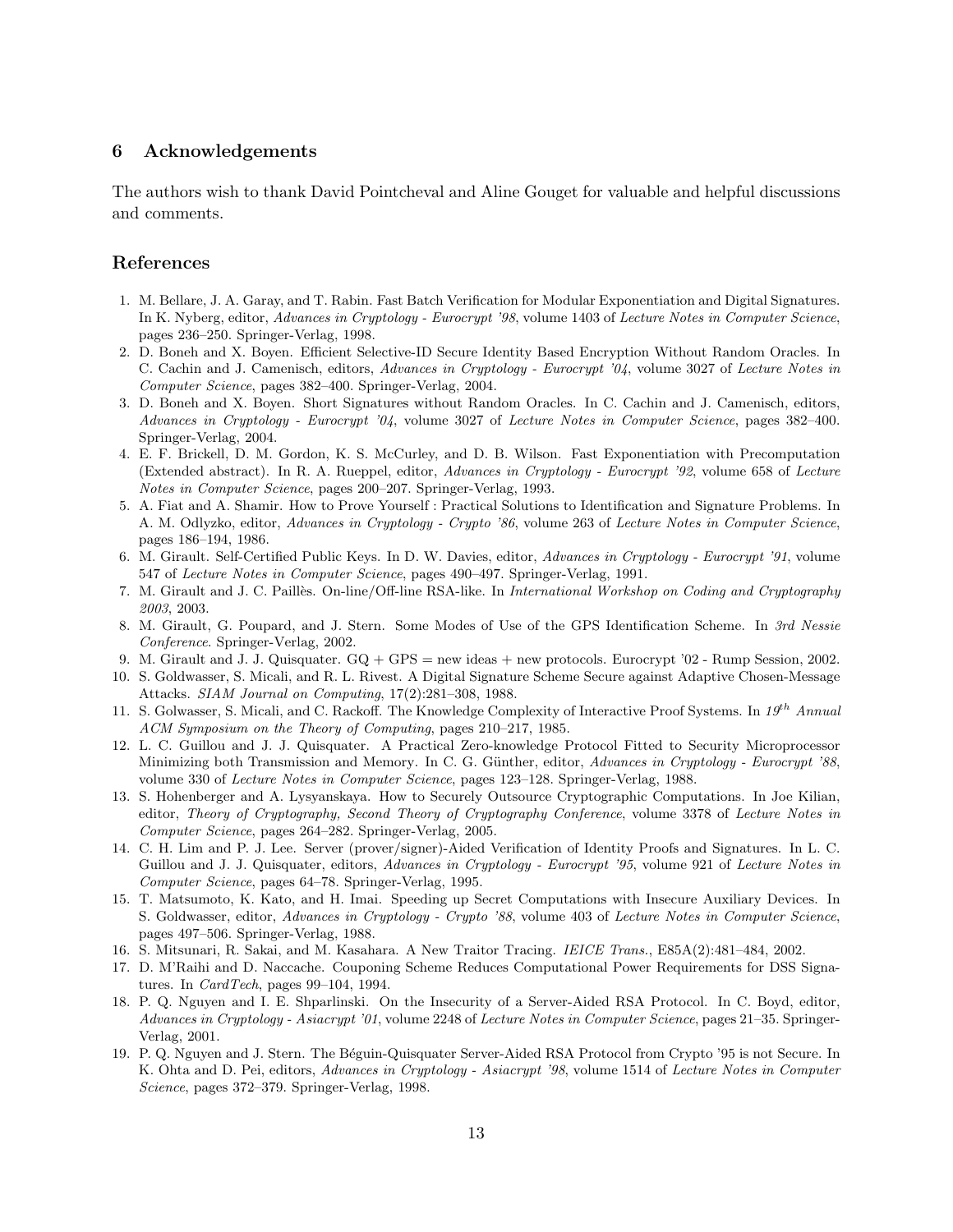## 6 Acknowledgements

The authors wish to thank David Pointcheval and Aline Gouget for valuable and helpful discussions and comments.

## References

1. M. Bellare, J. A. Garay, and T. Rabin. Fast Batch Verification for Modular Exponentiation and Digital Signatures. In K. Nyberg, editor, *Advances in Cryptology - Eurocrypt '98*, volume 1403 of *Lecture Notes in Computer Science*, pages 236–250. Springer-Verlag, 1998.
2. D. Boneh and X. Boyen. Efficient Selective-ID Secure Identity Based Encryption Without Random Oracles. In C. Cachin and J. Camenisch, editors, *Advances in Cryptology - Eurocrypt '04*, volume 3027 of *Lecture Notes in Computer Science*, pages 382–400. Springer-Verlag, 2004.
3. D. Boneh and X. Boyen. Short Signatures without Random Oracles. In C. Cachin and J. Camenisch, editors, *Advances in Cryptology - Eurocrypt '04*, volume 3027 of *Lecture Notes in Computer Science*, pages 382–400. Springer-Verlag, 2004.
4. E. F. Brickell, D. M. Gordon, K. S. McCurley, and D. B. Wilson. Fast Exponentiation with Precomputation (Extended abstract). In R. A. Rueppel, editor, *Advances in Cryptology - Eurocrypt '92*, volume 658 of *Lecture Notes in Computer Science*, pages 200–207. Springer-Verlag, 1993.
5. A. Fiat and A. Shamir. How to Prove Yourself : Practical Solutions to Identification and Signature Problems. In A. M. Odlyzko, editor, *Advances in Cryptology - Crypto '86*, volume 263 of *Lecture Notes in Computer Science*, pages 186–194, 1986.
6. M. Girault. Self-Certified Public Keys. In D. W. Davies, editor, *Advances in Cryptology - Eurocrypt '91*, volume 547 of *Lecture Notes in Computer Science*, pages 490–497. Springer-Verlag, 1991.
7. M. Girault and J. C. Paillès. On-line/Off-line RSA-like. In *International Workshop on Coding and Cryptography 2003*, 2003.
8. M. Girault, G. Poupard, and J. Stern. Some Modes of Use of the GPS Identification Scheme. In *3rd Nessie Conference*. Springer-Verlag, 2002.
9. M. Girault and J. J. Quisquater. GQ + GPS = new ideas + new protocols. Eurocrypt '02 - Rump Session, 2002.
10. S. Goldwasser, S. Micali, and R. L. Rivest. A Digital Signature Scheme Secure against Adaptive Chosen-Message Attacks. *SIAM Journal on Computing*, 17(2):281–308, 1988.
11. S. Golwasser, S. Micali, and C. Rackoff. The Knowledge Complexity of Interactive Proof Systems. In *19th Annual ACM Symposium on the Theory of Computing*, pages 210–217, 1985.
12. L. C. Guillou and J. J. Quisquater. A Practical Zero-knowledge Protocol Fitted to Security Microprocessor Minimizing both Transmission and Memory. In C. G. Günther, editor, *Advances in Cryptology - Eurocrypt '88*, volume 330 of *Lecture Notes in Computer Science*, pages 123–128. Springer-Verlag, 1988.
13. S. Hohenberger and A. Lysyanskaya. How to Securely Outsource Cryptographic Computations. In Joe Kilian, editor, *Theory of Cryptography, Second Theory of Cryptography Conference*, volume 3378 of *Lecture Notes in Computer Science*, pages 264–282. Springer-Verlag, 2005.
14. C. H. Lim and P. J. Lee. Server (prover/signer)-Aided Verification of Identity Proofs and Signatures. In L. C. Guillou and J. J. Quisquater, editors, *Advances in Cryptology - Eurocrypt '95*, volume 921 of *Lecture Notes in Computer Science*, pages 64–78. Springer-Verlag, 1995.
15. T. Matsumoto, K. Kato, and H. Imai. Speeding up Secret Computations with Insecure Auxiliary Devices. In S. Goldwasser, editor, *Advances in Cryptology - Crypto '88*, volume 403 of *Lecture Notes in Computer Science*, pages 497–506. Springer-Verlag, 1988.
16. S. Mitsunari, R. Sakai, and M. Kasahara. A New Traitor Tracing. *IEICE Trans.*, E85A(2):481–484, 2002.
17. D. M'Raihi and D. Naccache. Couponing Scheme Reduces Computational Power Requirements for DSS Signatures. In *CardTech*, pages 99–104, 1994.
18. P. Q. Nguyen and I. E. Shparlinski. On the Insecurity of a Server-Aided RSA Protocol. In C. Boyd, editor, *Advances in Cryptology - Asiacrypt '01*, volume 2248 of *Lecture Notes in Computer Science*, pages 21–35. Springer-Verlag, 2001.
19. P. Q. Nguyen and J. Stern. The Béguin-Quisquater Server-Aided RSA Protocol from Crypto '95 is not Secure. In K. Ohta and D. Pei, editors, *Advances in Cryptology - Asiacrypt '98*, volume 1514 of *Lecture Notes in Computer Science*, pages 372–379. Springer-Verlag, 1998.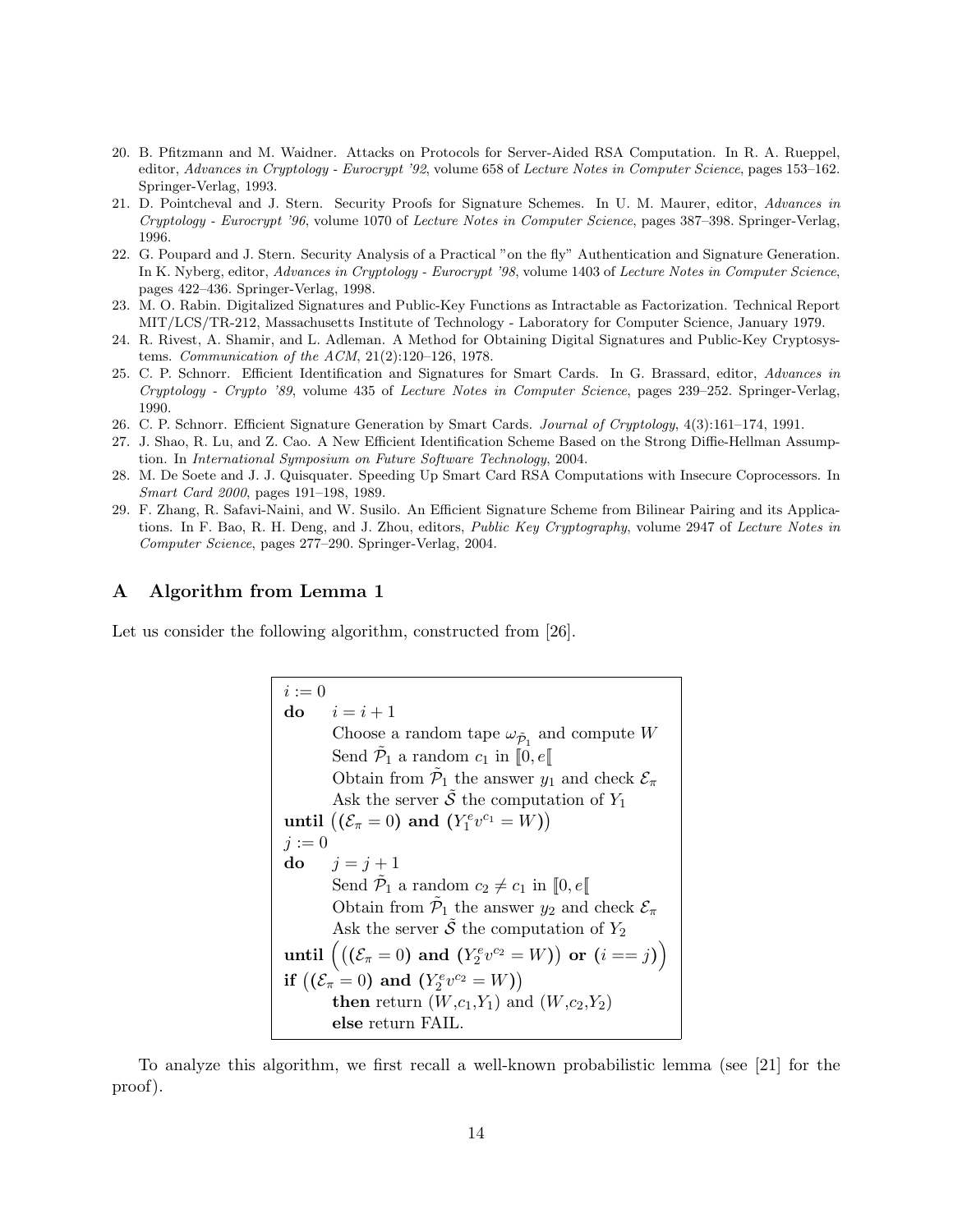20. B. Pfitzmann and M. Waidner. Attacks on Protocols for Server-Aided RSA Computation. In R. A. Rueppel, editor, *Advances in Cryptology - Eurocrypt '92*, volume 658 of *Lecture Notes in Computer Science*, pages 153–162. Springer-Verlag, 1993.
21. D. Pointcheval and J. Stern. Security Proofs for Signature Schemes. In U. M. Maurer, editor, *Advances in Cryptology - Eurocrypt '96*, volume 1070 of *Lecture Notes in Computer Science*, pages 387–398. Springer-Verlag, 1996.
22. G. Poupard and J. Stern. Security Analysis of a Practical "on the fly" Authentication and Signature Generation. In K. Nyberg, editor, *Advances in Cryptology - Eurocrypt '98*, volume 1403 of *Lecture Notes in Computer Science*, pages 422–436. Springer-Verlag, 1998.
23. M. O. Rabin. Digitalized Signatures and Public-Key Functions as Intractable as Factorization. Technical Report MIT/LCS/TR-212, Massachusetts Institute of Technology - Laboratory for Computer Science, January 1979.
24. R. Rivest, A. Shamir, and L. Adleman. A Method for Obtaining Digital Signatures and Public-Key Cryptosystems. *Communication of the ACM*, 21(2):120–126, 1978.
25. C. P. Schnorr. Efficient Identification and Signatures for Smart Cards. In G. Brassard, editor, *Advances in Cryptology - Crypto '89*, volume 435 of *Lecture Notes in Computer Science*, pages 239–252. Springer-Verlag, 1990.
26. C. P. Schnorr. Efficient Signature Generation by Smart Cards. *Journal of Cryptology*, 4(3):161–174, 1991.
27. J. Shao, R. Lu, and Z. Cao. A New Efficient Identification Scheme Based on the Strong Diffie-Hellman Assumption. In *International Symposium on Future Software Technology*, 2004.
28. M. De Soete and J. J. Quisquater. Speeding Up Smart Card RSA Computations with Insecure Coprocessors. In *Smart Card 2000*, pages 191–198, 1989.
29. F. Zhang, R. Safavi-Naini, and W. Susilo. An Efficient Signature Scheme from Bilinear Pairing and its Applications. In F. Bao, R. H. Deng, and J. Zhou, editors, *Public Key Cryptography*, volume 2947 of *Lecture Notes in Computer Science*, pages 277–290. Springer-Verlag, 2004.

## A Algorithm from Lemma 1

Let us consider the following algorithm, constructed from [26].

$i := 0$
**do** $\quad i = i + 1$
  Choose a random tape $\omega_{\tilde{\mathcal{P}}_1}$ and compute $W$
  Send $\tilde{\mathcal{P}}_1$ a random $c_1$ in $[\![0, e[\![$
  Obtain from $\tilde{\mathcal{P}}_1$ the answer $y_1$ and check $\mathcal{E}_\pi$
  Ask the server $\tilde{\mathcal{S}}$ the computation of $Y_1$
**until** $\big((\mathcal{E}_\pi = 0)$ **and** $(Y_1^e v^{c_1} = W)\big)$
$j := 0$
**do** $\quad j = j + 1$
  Send $\tilde{\mathcal{P}}_1$ a random $c_2 \neq c_1$ in $[\![0, e[\![$
  Obtain from $\tilde{\mathcal{P}}_1$ the answer $y_2$ and check $\mathcal{E}_\pi$
  Ask the server $\tilde{\mathcal{S}}$ the computation of $Y_2$
**until** $\Big(\big((\mathcal{E}_\pi = 0)$ **and** $(Y_2^e v^{c_2} = W)\big)$ **or** $(i == j)\Big)$
**if** $\big((\mathcal{E}_\pi = 0)$ **and** $(Y_2^e v^{c_2} = W)\big)$
  **then** return $(W, c_1, Y_1)$ and $(W, c_2, Y_2)$
  **else** return FAIL.

To analyze this algorithm, we first recall a well-known probabilistic lemma (see [21] for the proof).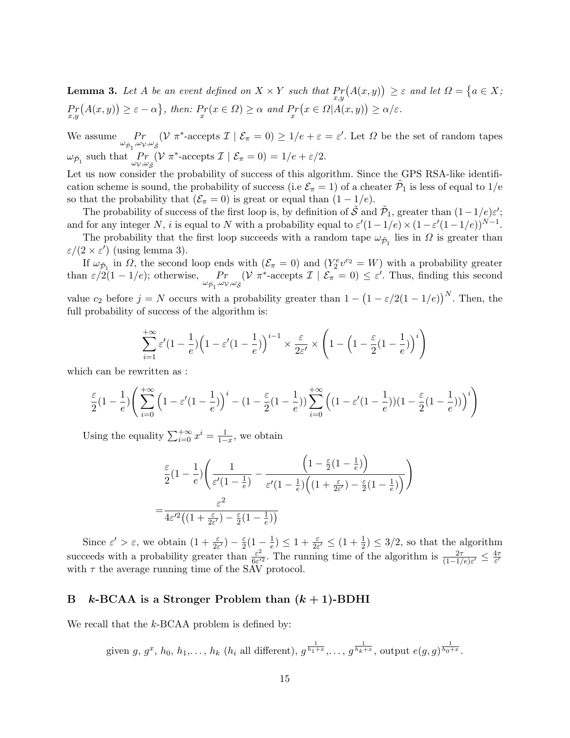**Lemma 3.** *Let $A$ be an event defined on $X \times Y$ such that $\Pr_{x,y}\big(A(x,y)\big) \geq \varepsilon$ and let $\Omega = \big\{a \in X;$ $\Pr_{x,y}\big(A(x,y)\big) \geq \varepsilon - \alpha\big\}$, then: $\Pr_{x}(x \in \Omega) \geq \alpha$ and $\Pr_{x}\big(x \in \Omega | A(x,y)\big) \geq \alpha/\varepsilon$.*

We assume $\Pr_{\omega_{\tilde{\mathcal{P}}_1}, \omega_{\mathcal{V}}, \omega_{\tilde{\mathcal{S}}}}(\mathcal{V}\ \pi^*\text{-accepts } \mathcal{I} \mid \mathcal{E}_\pi = 0) \geq 1/e + \varepsilon = \varepsilon'$. Let $\Omega$ be the set of random tapes $\omega_{\tilde{\mathcal{P}}_1}$ such that $\Pr_{\omega_{\mathcal{V}}, \omega_{\tilde{\mathcal{S}}}}(\mathcal{V}\ \pi^*\text{-accepts } \mathcal{I} \mid \mathcal{E}_\pi = 0) = 1/e + \varepsilon/2$.

Let us now consider the probability of success of this algorithm. Since the GPS RSA-like identification scheme is sound, the probability of success (i.e $\mathcal{E}_\pi = 1$) of a cheater $\tilde{\mathcal{P}}_1$ is less of equal to $1/e$ so that the probability that ($\mathcal{E}_\pi = 0$) is great or equal than $(1 - 1/e)$.

The probability of success of the first loop is, by definition of $\tilde{\mathcal{S}}$ and $\tilde{\mathcal{P}}_1$, greater than $(1-1/e)\varepsilon'$; and for any integer $N$, $i$ is equal to $N$ with a probability equal to $\varepsilon'(1-1/e) \times (1-\varepsilon'(1-1/e))^{N-1}$.

The probability that the first loop succeeds with a random tape $\omega_{\tilde{\mathcal{P}}_1}$ lies in $\Omega$ is greater than $\varepsilon/(2 \times \varepsilon')$ (using lemma 3).

If $\omega_{\tilde{\mathcal{P}}_1}$ in $\Omega$, the second loop ends with ($\mathcal{E}_\pi = 0$) and ($Y_2^e v^{c_2} = W$) with a probability greater than $\varepsilon/2(1-1/e)$; otherwise, $\Pr_{\omega_{\tilde{\mathcal{P}}_1}, \omega_{\mathcal{V}}, \omega_{\tilde{\mathcal{S}}}}(\mathcal{V}\ \pi^*\text{-accepts } \mathcal{I} \mid \mathcal{E}_\pi = 0) \leq \varepsilon'$. Thus, finding this second value $c_2$ before $j = N$ occurs with a probability greater than $1 - \big(1 - \varepsilon/2(1-1/e)\big)^N$. Then, the full probability of success of the algorithm is:

$$\sum_{i=1}^{+\infty} \varepsilon'(1-\frac{1}{e})\Big(1-\varepsilon'(1-\frac{1}{e})\Big)^{i-1} \times \frac{\varepsilon}{2\varepsilon'} \times \left(1 - \Big(1 - \frac{\varepsilon}{2}(1-\frac{1}{e})\Big)^i\right)$$

which can be rewritten as :

$$\frac{\varepsilon}{2}(1-\frac{1}{e})\left(\sum_{i=0}^{+\infty}\Big(1-\varepsilon'(1-\frac{1}{e})\Big)^i - (1-\frac{\varepsilon}{2}(1-\frac{1}{e}))\sum_{i=0}^{+\infty}\Big((1-\varepsilon'(1-\frac{1}{e}))(1-\frac{\varepsilon}{2}(1-\frac{1}{e}))\Big)^i\right)$$

Using the equality $\sum_{i=0}^{+\infty} x^i = \frac{1}{1-x}$, we obtain

$$\frac{\varepsilon}{2}(1-\frac{1}{e})\left(\frac{1}{\varepsilon'(1-\frac{1}{e})} - \frac{\Big(1-\frac{\varepsilon}{2}(1-\frac{1}{e})\Big)}{\varepsilon'(1-\frac{1}{e})\Big((1+\frac{\varepsilon}{2\varepsilon'}) - \frac{\varepsilon}{2}(1-\frac{1}{e})\Big)}\right)$$

$$= \frac{\varepsilon^2}{4\varepsilon'^2\big((1+\frac{\varepsilon}{2\varepsilon'}) - \frac{\varepsilon}{2}(1-\frac{1}{e})\big)}$$

Since $\varepsilon' > \varepsilon$, we obtain $(1+\frac{\varepsilon}{2\varepsilon'}) - \frac{\varepsilon}{2}(1-\frac{1}{e}) \leq 1 + \frac{\varepsilon}{2\varepsilon'} \leq (1+\frac{1}{2}) \leq 3/2$, so that the algorithm succeeds with a probability greater than $\frac{\varepsilon^2}{6\varepsilon'^2}$. The running time of the algorithm is $\frac{2\tau}{(1-1/e)\varepsilon'} \leq \frac{4\tau}{\varepsilon'}$ with $\tau$ the average running time of the SAV protocol.

## B $k$-BCAA is a Stronger Problem than $(k+1)$-BDHI

We recall that the $k$-BCAA problem is defined by:

$$\text{given } g,\ g^x,\ h_0,\ h_1,\ldots,\ h_k\ (h_i \text{ all different}),\ g^{\frac{1}{h_1+x}},\ldots,\ g^{\frac{1}{h_k+x}},\ \text{output } e(g,g)^{\frac{1}{h_0+x}}.$$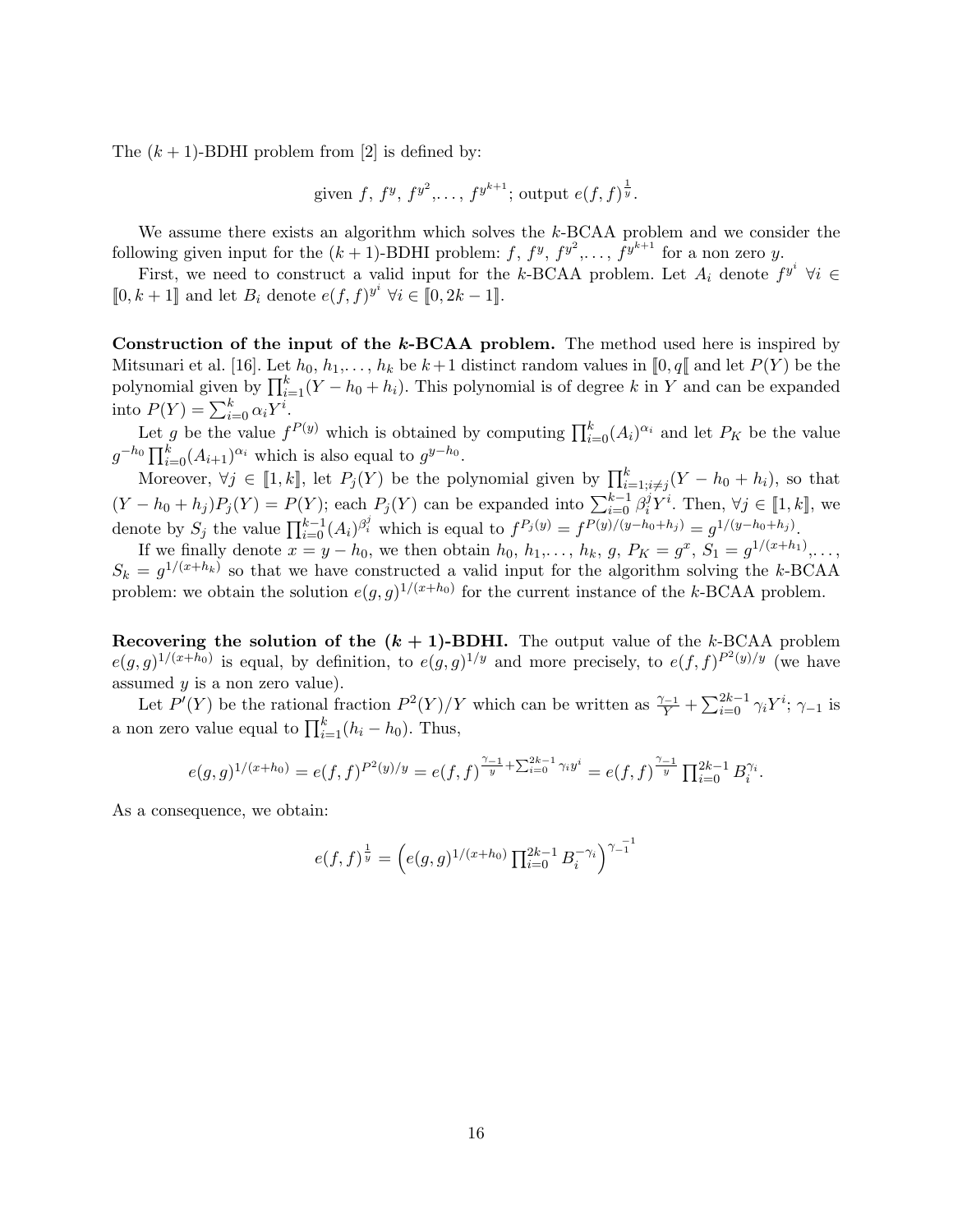The $(k+1)$-BDHI problem from [2] is defined by:

$$\text{given } f,\, f^y,\, f^{y^2},\ldots,\, f^{y^{k+1}};\text{ output } e(f,f)^{\frac{1}{y}}.$$

We assume there exists an algorithm which solves the $k$-BCAA problem and we consider the following given input for the $(k+1)$-BDHI problem: $f$, $f^y$, $f^{y^2}$,..., $f^{y^{k+1}}$ for a non zero $y$.

First, we need to construct a valid input for the $k$-BCAA problem. Let $A_i$ denote $f^{y^i}$ $\forall i \in [\![0, k+1]\!]$ and let $B_i$ denote $e(f,f)^{y^i}$ $\forall i \in [\![0, 2k-1]\!]$.

**Construction of the input of the $k$-BCAA problem.** The method used here is inspired by Mitsunari et al. [16]. Let $h_0, h_1, \ldots, h_k$ be $k+1$ distinct random values in $[\![0, q[\![$ and let $P(Y)$ be the polynomial given by $\prod_{i=1}^{k}(Y - h_0 + h_i)$. This polynomial is of degree $k$ in $Y$ and can be expanded into $P(Y) = \sum_{i=0}^{k} \alpha_i Y^i$.

Let $g$ be the value $f^{P(y)}$ which is obtained by computing $\prod_{i=0}^{k}(A_i)^{\alpha_i}$ and let $P_K$ be the value $g^{-h_0}\prod_{i=0}^{k}(A_{i+1})^{\alpha_i}$ which is also equal to $g^{y-h_0}$.

Moreover, $\forall j \in [\![1, k]\!]$, let $P_j(Y)$ be the polynomial given by $\prod_{i=1; i\neq j}^{k}(Y - h_0 + h_i)$, so that $(Y - h_0 + h_j)P_j(Y) = P(Y)$; each $P_j(Y)$ can be expanded into $\sum_{i=0}^{k-1}\beta_i^j Y^i$. Then, $\forall j \in [\![1, k]\!]$, we denote by $S_j$ the value $\prod_{i=0}^{k-1}(A_i)^{\beta_i^j}$ which is equal to $f^{P_j(y)} = f^{P(y)/(y-h_0+h_j)} = g^{1/(y-h_0+h_j)}$.

If we finally denote $x = y - h_0$, we then obtain $h_0, h_1, \ldots, h_k$, $g$, $P_K = g^x$, $S_1 = g^{1/(x+h_1)}, \ldots$, $S_k = g^{1/(x+h_k)}$ so that we have constructed a valid input for the algorithm solving the $k$-BCAA problem: we obtain the solution $e(g,g)^{1/(x+h_0)}$ for the current instance of the $k$-BCAA problem.

**Recovering the solution of the $(k+1)$-BDHI.** The output value of the $k$-BCAA problem $e(g,g)^{1/(x+h_0)}$ is equal, by definition, to $e(g,g)^{1/y}$ and more precisely, to $e(f,f)^{P^2(y)/y}$ (we have assumed $y$ is a non zero value).

Let $P'(Y)$ be the rational fraction $P^2(Y)/Y$ which can be written as $\frac{\gamma_{-1}}{Y} + \sum_{i=0}^{2k-1}\gamma_i Y^i$; $\gamma_{-1}$ is a non zero value equal to $\prod_{i=1}^{k}(h_i - h_0)$. Thus,

$$e(g,g)^{1/(x+h_0)} = e(f,f)^{P^2(y)/y} = e(f,f)^{\frac{\gamma_{-1}}{y} + \sum_{i=0}^{2k-1}\gamma_i y^i} = e(f,f)^{\frac{\gamma_{-1}}{y}} \prod_{i=0}^{2k-1} B_i^{\gamma_i}.$$

As a consequence, we obtain:

$$e(f,f)^{\frac{1}{y}} = \left(e(g,g)^{1/(x+h_0)} \prod_{i=0}^{2k-1} B_i^{-\gamma_i}\right)^{\gamma_{-1}^{-1}}$$